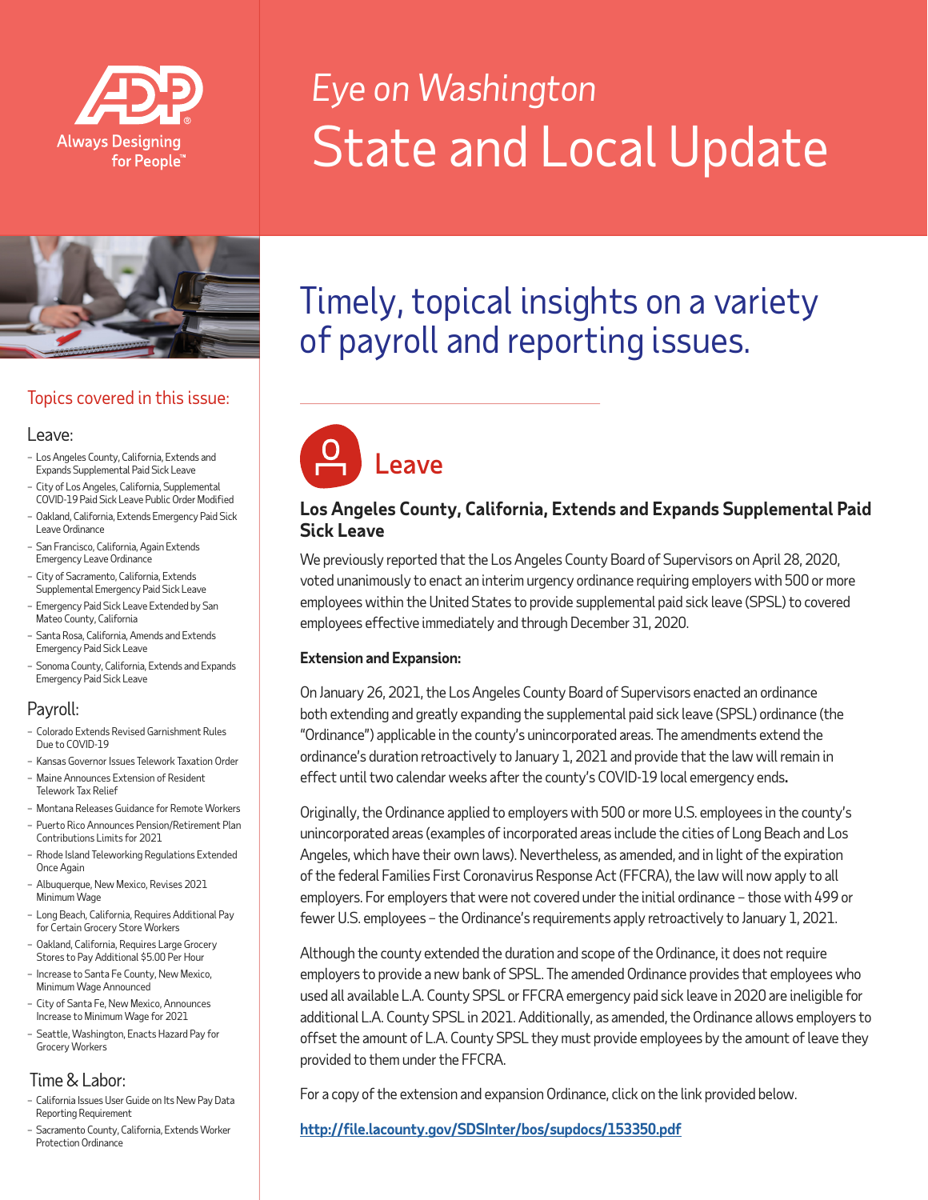# Eye on Washington

# State and Local Update

## Timely, topical insights on a variety of payroll and reporting issues.

### Topics covered in this issue:

**Leave:**

- Los Angeles County, California, Extends and Expands Supplemental Paid Sick Leave
- City of Los Angeles, California, Supplemental COVID-19 Paid Sick Leave Public Order Modified
- Oakland, California, Extends Emergency Paid Sick Leave Ordinance
- San Francisco, California, Again Extends Emergency Leave Ordinance
- City of Sacramento, California, Extends Supplemental Emergency Paid Sick Leave
- Emergency Paid Sick Leave Extended by San Mateo County, California
- Santa Rosa, California, Amends and Extends Emergency Paid Sick Leave
- Sonoma County, California, Extends and Expands Emergency Paid Sick Leave

**Payroll:**

- Colorado Extends Revised Garnishment Rules Due to COVID-19
- Kansas Governor Issues Telework Taxation Order
- Maine Announces Extension of Resident Telework Tax Relief
- Montana Releases Guidance for Remote Workers
- Puerto Rico Announces Pension/Retirement Plan Contributions Limits for 2021
- Rhode Island Teleworking Regulations Extended Once Again
- Albuquerque, New Mexico, Revises 2021 Minimum Wage
- Long Beach, California, Requires Additional Pay for Certain Grocery Store Workers
- Oakland, California, Requires Large Grocery Stores to Pay Additional $5.00 Per Hour
- Increase to Santa Fe County, New Mexico, Minimum Wage Announced
- City of Santa Fe, New Mexico, Announces Increase to Minimum Wage for 2021
- Seattle, Washington, Enacts Hazard Pay for Grocery Workers

**Time & Labor:**

- California Issues User Guide on Its New Pay Data Reporting Requirement
- Sacramento County, California, Extends Worker Protection Ordinance

## Leave

### Los Angeles County, California, Extends and Expands Supplemental Paid Sick Leave

We previously reported that the Los Angeles County Board of Supervisors on April 28, 2020, voted unanimously to enact an interim urgency ordinance requiring employers with 500 or more employees within the United States to provide supplemental paid sick leave (SPSL) to covered employees effective immediately and through December 31, 2020.

**Extension and Expansion:**

On January 26, 2021, the Los Angeles County Board of Supervisors enacted an ordinance both extending and greatly expanding the supplemental paid sick leave (SPSL) ordinance (the "Ordinance") applicable in the county's unincorporated areas. The amendments extend the ordinance's duration retroactively to January 1, 2021 and provide that the law will remain in effect until two calendar weeks after the county's COVID-19 local emergency ends.

Originally, the Ordinance applied to employers with 500 or more U.S. employees in the county's unincorporated areas (examples of incorporated areas include the cities of Long Beach and Los Angeles, which have their own laws). Nevertheless, as amended, and in light of the expiration of the federal Families First Coronavirus Response Act (FFCRA), the law will now apply to all employers. For employers that were not covered under the initial ordinance – those with 499 or fewer U.S. employees – the Ordinance's requirements apply retroactively to January 1, 2021.

Although the county extended the duration and scope of the Ordinance, it does not require employers to provide a new bank of SPSL. The amended Ordinance provides that employees who used all available L.A. County SPSL or FFCRA emergency paid sick leave in 2020 are ineligible for additional L.A. County SPSL in 2021. Additionally, as amended, the Ordinance allows employers to offset the amount of L.A. County SPSL they must provide employees by the amount of leave they provided to them under the FFCRA.

For a copy of the extension and expansion Ordinance, click on the link provided below.

http://file.lacounty.gov/SDSInter/bos/supdocs/153350.pdf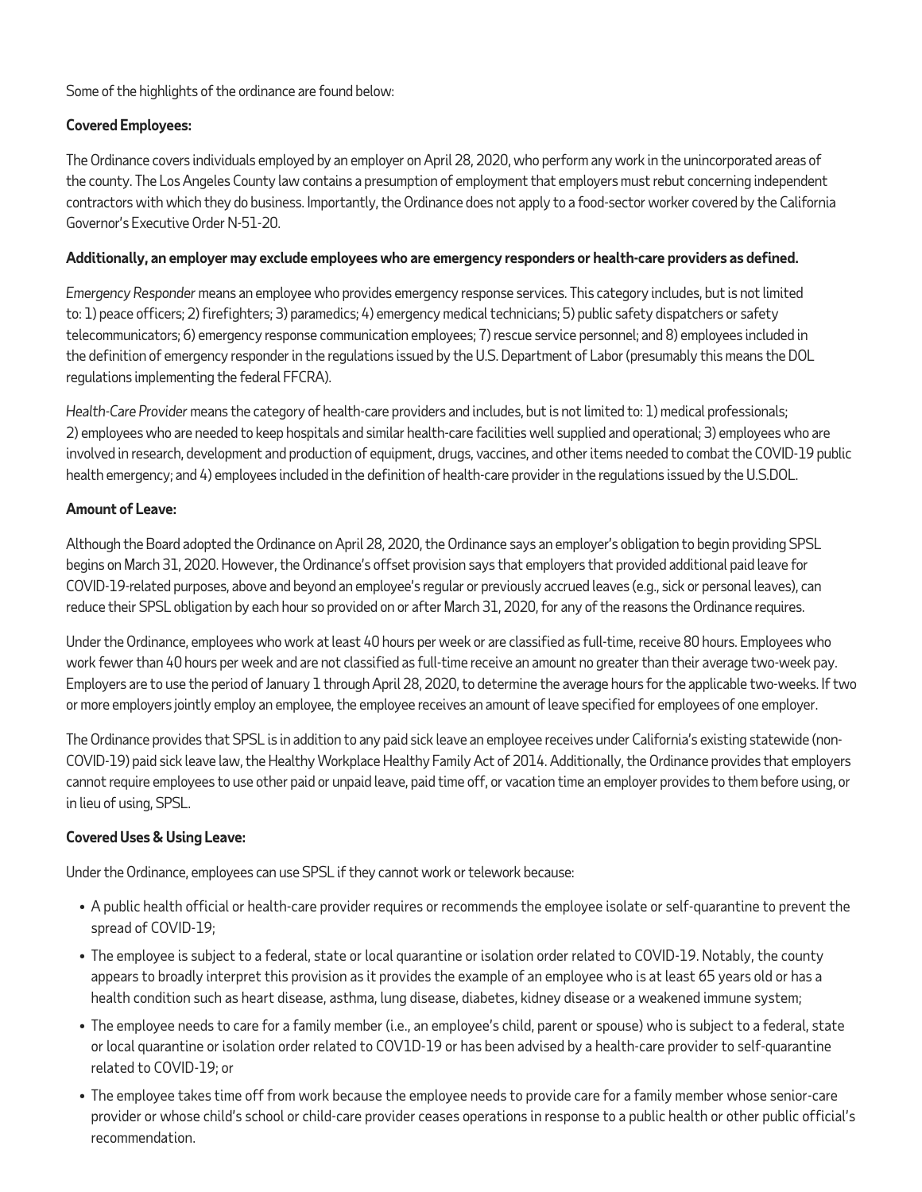Some of the highlights of the ordinance are found below:

**Covered Employees:**

The Ordinance covers individuals employed by an employer on April 28, 2020, who perform any work in the unincorporated areas of the county. The Los Angeles County law contains a presumption of employment that employers must rebut concerning independent contractors with which they do business. Importantly, the Ordinance does not apply to a food-sector worker covered by the California Governor's Executive Order N-51-20.

**Additionally, an employer may exclude employees who are emergency responders or health-care providers as defined.**

*Emergency Responder* means an employee who provides emergency response services. This category includes, but is not limited to: 1) peace officers; 2) firefighters; 3) paramedics; 4) emergency medical technicians; 5) public safety dispatchers or safety telecommunicators; 6) emergency response communication employees; 7) rescue service personnel; and 8) employees included in the definition of emergency responder in the regulations issued by the U.S. Department of Labor (presumably this means the DOL regulations implementing the federal FFCRA).

*Health-Care Provider* means the category of health-care providers and includes, but is not limited to: 1) medical professionals; 2) employees who are needed to keep hospitals and similar health-care facilities well supplied and operational; 3) employees who are involved in research, development and production of equipment, drugs, vaccines, and other items needed to combat the COVID-19 public health emergency; and 4) employees included in the definition of health-care provider in the regulations issued by the U.S.DOL.

**Amount of Leave:**

Although the Board adopted the Ordinance on April 28, 2020, the Ordinance says an employer's obligation to begin providing SPSL begins on March 31, 2020. However, the Ordinance's offset provision says that employers that provided additional paid leave for COVID-19-related purposes, above and beyond an employee's regular or previously accrued leaves (e.g., sick or personal leaves), can reduce their SPSL obligation by each hour so provided on or after March 31, 2020, for any of the reasons the Ordinance requires.

Under the Ordinance, employees who work at least 40 hours per week or are classified as full-time, receive 80 hours. Employees who work fewer than 40 hours per week and are not classified as full-time receive an amount no greater than their average two-week pay. Employers are to use the period of January 1 through April 28, 2020, to determine the average hours for the applicable two-weeks. If two or more employers jointly employ an employee, the employee receives an amount of leave specified for employees of one employer.

The Ordinance provides that SPSL is in addition to any paid sick leave an employee receives under California's existing statewide (non-COVID-19) paid sick leave law, the Healthy Workplace Healthy Family Act of 2014. Additionally, the Ordinance provides that employers cannot require employees to use other paid or unpaid leave, paid time off, or vacation time an employer provides to them before using, or in lieu of using, SPSL.

**Covered Uses & Using Leave:**

Under the Ordinance, employees can use SPSL if they cannot work or telework because:

- A public health official or health-care provider requires or recommends the employee isolate or self-quarantine to prevent the spread of COVID-19;
- The employee is subject to a federal, state or local quarantine or isolation order related to COVID-19. Notably, the county appears to broadly interpret this provision as it provides the example of an employee who is at least 65 years old or has a health condition such as heart disease, asthma, lung disease, diabetes, kidney disease or a weakened immune system;
- The employee needs to care for a family member (i.e., an employee's child, parent or spouse) who is subject to a federal, state or local quarantine or isolation order related to COV1D-19 or has been advised by a health-care provider to self-quarantine related to COVID-19; or
- The employee takes time off from work because the employee needs to provide care for a family member whose senior-care provider or whose child's school or child-care provider ceases operations in response to a public health or other public official's recommendation.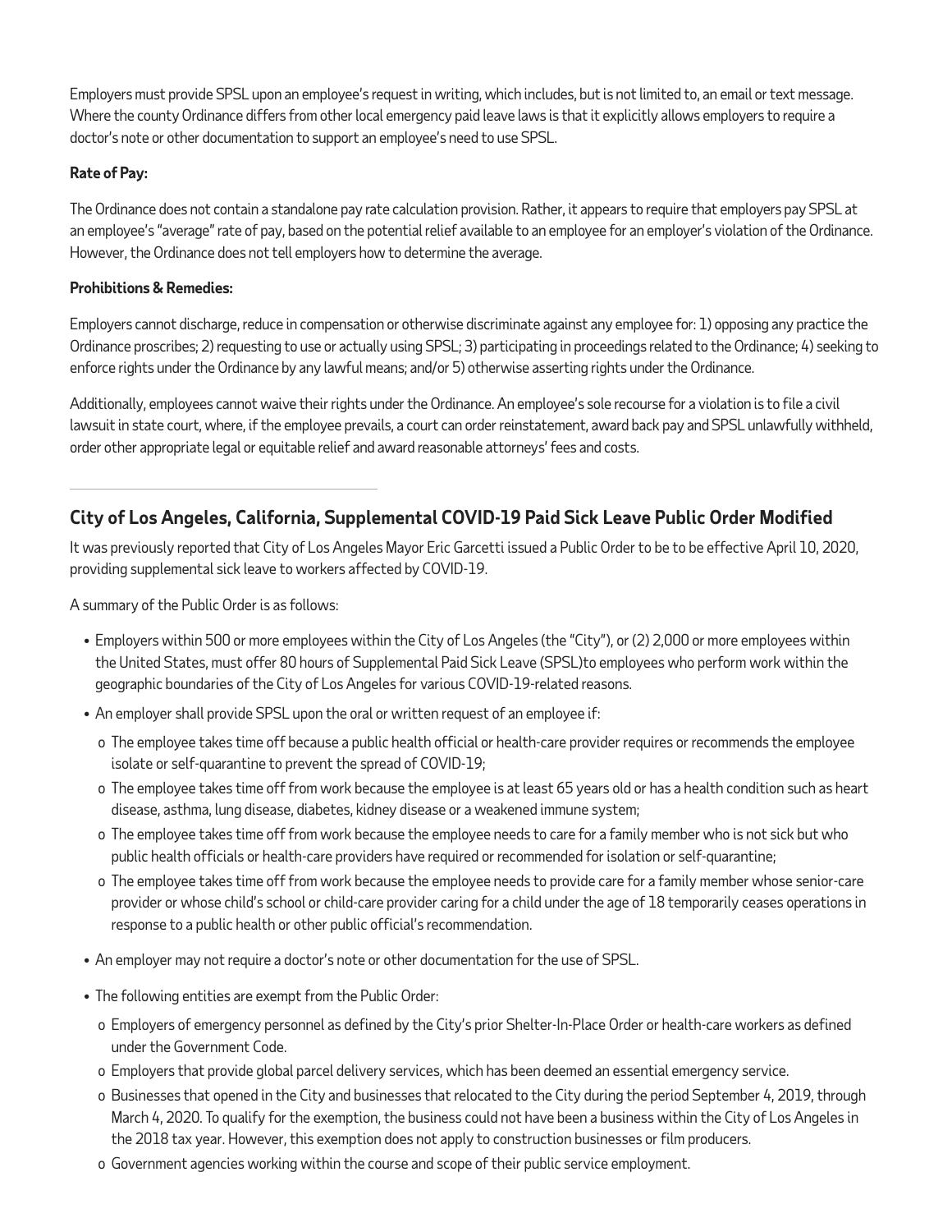Employers must provide SPSL upon an employee's request in writing, which includes, but is not limited to, an email or text message. Where the county Ordinance differs from other local emergency paid leave laws is that it explicitly allows employers to require a doctor's note or other documentation to support an employee's need to use SPSL.

**Rate of Pay:**

The Ordinance does not contain a standalone pay rate calculation provision. Rather, it appears to require that employers pay SPSL at an employee's "average" rate of pay, based on the potential relief available to an employee for an employer's violation of the Ordinance. However, the Ordinance does not tell employers how to determine the average.

**Prohibitions & Remedies:**

Employers cannot discharge, reduce in compensation or otherwise discriminate against any employee for: 1) opposing any practice the Ordinance proscribes; 2) requesting to use or actually using SPSL; 3) participating in proceedings related to the Ordinance; 4) seeking to enforce rights under the Ordinance by any lawful means; and/or 5) otherwise asserting rights under the Ordinance.

Additionally, employees cannot waive their rights under the Ordinance. An employee's sole recourse for a violation is to file a civil lawsuit in state court, where, if the employee prevails, a court can order reinstatement, award back pay and SPSL unlawfully withheld, order other appropriate legal or equitable relief and award reasonable attorneys' fees and costs.

---

## City of Los Angeles, California, Supplemental COVID-19 Paid Sick Leave Public Order Modified

It was previously reported that City of Los Angeles Mayor Eric Garcetti issued a Public Order to be to be effective April 10, 2020, providing supplemental sick leave to workers affected by COVID-19.

A summary of the Public Order is as follows:

- Employers within 500 or more employees within the City of Los Angeles (the "City"), or (2) 2,000 or more employees within the United States, must offer 80 hours of Supplemental Paid Sick Leave (SPSL)to employees who perform work within the geographic boundaries of the City of Los Angeles for various COVID-19-related reasons.
- An employer shall provide SPSL upon the oral or written request of an employee if:
  - o The employee takes time off because a public health official or health-care provider requires or recommends the employee isolate or self-quarantine to prevent the spread of COVID-19;
  - o The employee takes time off from work because the employee is at least 65 years old or has a health condition such as heart disease, asthma, lung disease, diabetes, kidney disease or a weakened immune system;
  - o The employee takes time off from work because the employee needs to care for a family member who is not sick but who public health officials or health-care providers have required or recommended for isolation or self-quarantine;
  - o The employee takes time off from work because the employee needs to provide care for a family member whose senior-care provider or whose child's school or child-care provider caring for a child under the age of 18 temporarily ceases operations in response to a public health or other public official's recommendation.
- An employer may not require a doctor's note or other documentation for the use of SPSL.
- The following entities are exempt from the Public Order:
  - o Employers of emergency personnel as defined by the City's prior Shelter-In-Place Order or health-care workers as defined under the Government Code.
  - o Employers that provide global parcel delivery services, which has been deemed an essential emergency service.
  - o Businesses that opened in the City and businesses that relocated to the City during the period September 4, 2019, through March 4, 2020. To qualify for the exemption, the business could not have been a business within the City of Los Angeles in the 2018 tax year. However, this exemption does not apply to construction businesses or film producers.
  - o Government agencies working within the course and scope of their public service employment.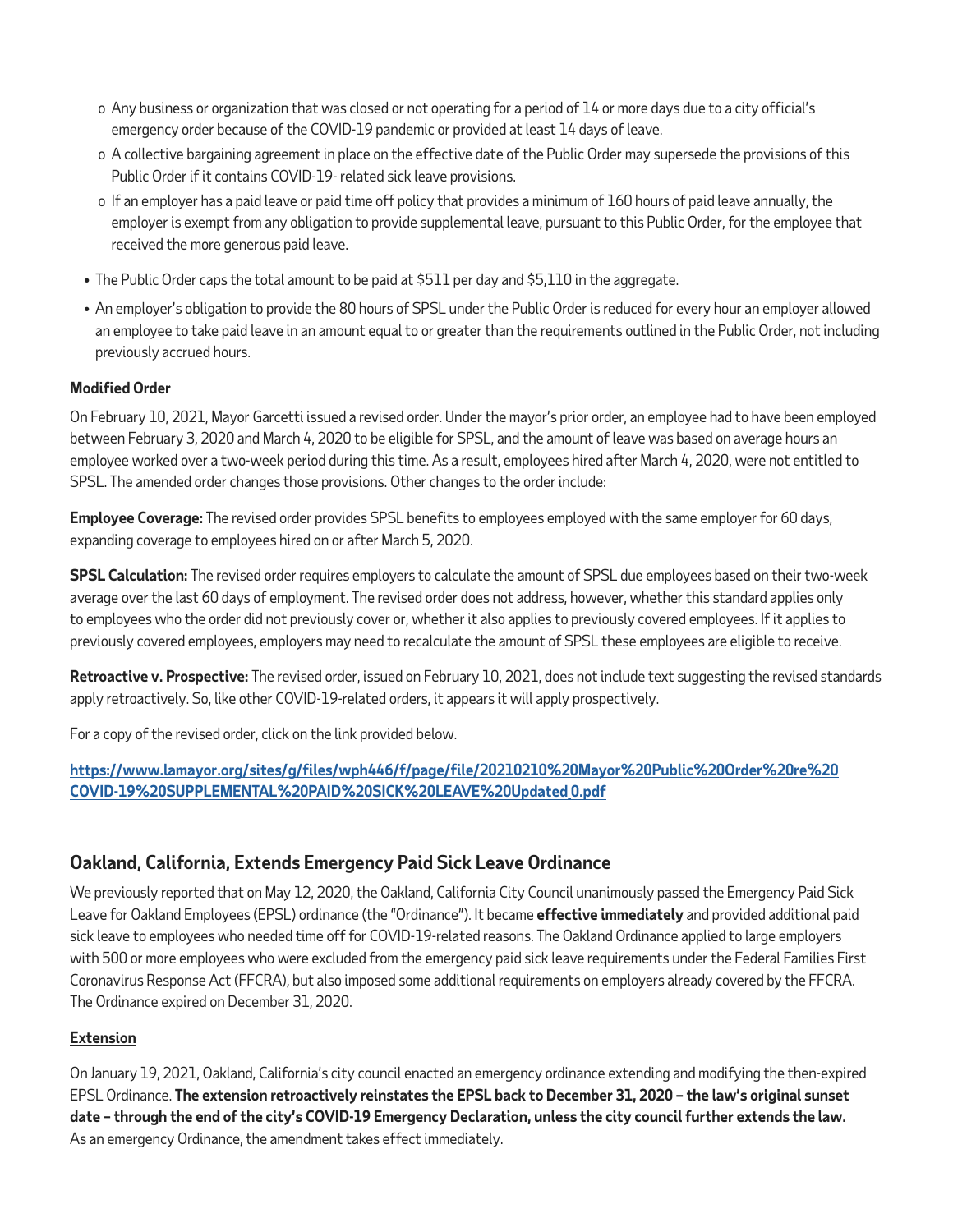- Any business or organization that was closed or not operating for a period of 14 or more days due to a city official's emergency order because of the COVID-19 pandemic or provided at least 14 days of leave.
   - A collective bargaining agreement in place on the effective date of the Public Order may supersede the provisions of this Public Order if it contains COVID-19- related sick leave provisions.
   - If an employer has a paid leave or paid time off policy that provides a minimum of 160 hours of paid leave annually, the employer is exempt from any obligation to provide supplemental leave, pursuant to this Public Order, for the employee that received the more generous paid leave.

- The Public Order caps the total amount to be paid at $511 per day and $5,110 in the aggregate.
- An employer's obligation to provide the 80 hours of SPSL under the Public Order is reduced for every hour an employer allowed an employee to take paid leave in an amount equal to or greater than the requirements outlined in the Public Order, not including previously accrued hours.

**Modified Order**

On February 10, 2021, Mayor Garcetti issued a revised order. Under the mayor's prior order, an employee had to have been employed between February 3, 2020 and March 4, 2020 to be eligible for SPSL, and the amount of leave was based on average hours an employee worked over a two-week period during this time. As a result, employees hired after March 4, 2020, were not entitled to SPSL. The amended order changes those provisions. Other changes to the order include:

**Employee Coverage:** The revised order provides SPSL benefits to employees employed with the same employer for 60 days, expanding coverage to employees hired on or after March 5, 2020.

**SPSL Calculation:** The revised order requires employers to calculate the amount of SPSL due employees based on their two-week average over the last 60 days of employment. The revised order does not address, however, whether this standard applies only to employees who the order did not previously cover or, whether it also applies to previously covered employees. If it applies to previously covered employees, employers may need to recalculate the amount of SPSL these employees are eligible to receive.

**Retroactive v. Prospective:** The revised order, issued on February 10, 2021, does not include text suggesting the revised standards apply retroactively. So, like other COVID-19-related orders, it appears it will apply prospectively.

For a copy of the revised order, click on the link provided below.

**https://www.lamayor.org/sites/g/files/wph446/f/page/file/20210210%20Mayor%20Public%20Order%20re%20COVID-19%20SUPPLEMENTAL%20PAID%20SICK%20LEAVE%20Updated_0.pdf**

---

## Oakland, California, Extends Emergency Paid Sick Leave Ordinance

We previously reported that on May 12, 2020, the Oakland, California City Council unanimously passed the Emergency Paid Sick Leave for Oakland Employees (EPSL) ordinance (the "Ordinance"). It became **effective immediately** and provided additional paid sick leave to employees who needed time off for COVID-19-related reasons. The Oakland Ordinance applied to large employers with 500 or more employees who were excluded from the emergency paid sick leave requirements under the Federal Families First Coronavirus Response Act (FFCRA), but also imposed some additional requirements on employers already covered by the FFCRA. The Ordinance expired on December 31, 2020.

**Extension**

On January 19, 2021, Oakland, California's city council enacted an emergency ordinance extending and modifying the then-expired EPSL Ordinance. **The extension retroactively reinstates the EPSL back to December 31, 2020 – the law's original sunset date – through the end of the city's COVID-19 Emergency Declaration, unless the city council further extends the law.** As an emergency Ordinance, the amendment takes effect immediately.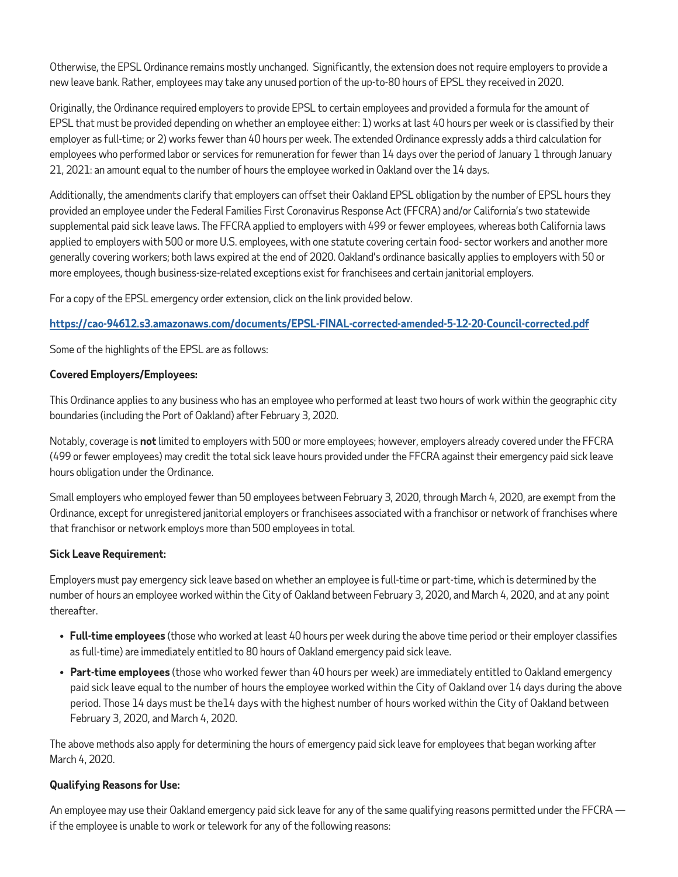Otherwise, the EPSL Ordinance remains mostly unchanged. Significantly, the extension does not require employers to provide a new leave bank. Rather, employees may take any unused portion of the up-to-80 hours of EPSL they received in 2020.

Originally, the Ordinance required employers to provide EPSL to certain employees and provided a formula for the amount of EPSL that must be provided depending on whether an employee either: 1) works at last 40 hours per week or is classified by their employer as full-time; or 2) works fewer than 40 hours per week. The extended Ordinance expressly adds a third calculation for employees who performed labor or services for remuneration for fewer than 14 days over the period of January 1 through January 21, 2021: an amount equal to the number of hours the employee worked in Oakland over the 14 days.

Additionally, the amendments clarify that employers can offset their Oakland EPSL obligation by the number of EPSL hours they provided an employee under the Federal Families First Coronavirus Response Act (FFCRA) and/or California's two statewide supplemental paid sick leave laws. The FFCRA applied to employers with 499 or fewer employees, whereas both California laws applied to employers with 500 or more U.S. employees, with one statute covering certain food- sector workers and another more generally covering workers; both laws expired at the end of 2020. Oakland's ordinance basically applies to employers with 50 or more employees, though business-size-related exceptions exist for franchisees and certain janitorial employers.

For a copy of the EPSL emergency order extension, click on the link provided below.

**https://cao-94612.s3.amazonaws.com/documents/EPSL-FINAL-corrected-amended-5-12-20-Council-corrected.pdf**

Some of the highlights of the EPSL are as follows:

**Covered Employers/Employees:**

This Ordinance applies to any business who has an employee who performed at least two hours of work within the geographic city boundaries (including the Port of Oakland) after February 3, 2020.

Notably, coverage is **not** limited to employers with 500 or more employees; however, employers already covered under the FFCRA (499 or fewer employees) may credit the total sick leave hours provided under the FFCRA against their emergency paid sick leave hours obligation under the Ordinance.

Small employers who employed fewer than 50 employees between February 3, 2020, through March 4, 2020, are exempt from the Ordinance, except for unregistered janitorial employers or franchisees associated with a franchisor or network of franchises where that franchisor or network employs more than 500 employees in total.

**Sick Leave Requirement:**

Employers must pay emergency sick leave based on whether an employee is full-time or part-time, which is determined by the number of hours an employee worked within the City of Oakland between February 3, 2020, and March 4, 2020, and at any point thereafter.

- **Full-time employees** (those who worked at least 40 hours per week during the above time period or their employer classifies as full-time) are immediately entitled to 80 hours of Oakland emergency paid sick leave.
- **Part-time employees** (those who worked fewer than 40 hours per week) are immediately entitled to Oakland emergency paid sick leave equal to the number of hours the employee worked within the City of Oakland over 14 days during the above period. Those 14 days must be the14 days with the highest number of hours worked within the City of Oakland between February 3, 2020, and March 4, 2020.

The above methods also apply for determining the hours of emergency paid sick leave for employees that began working after March 4, 2020.

**Qualifying Reasons for Use:**

An employee may use their Oakland emergency paid sick leave for any of the same qualifying reasons permitted under the FFCRA — if the employee is unable to work or telework for any of the following reasons: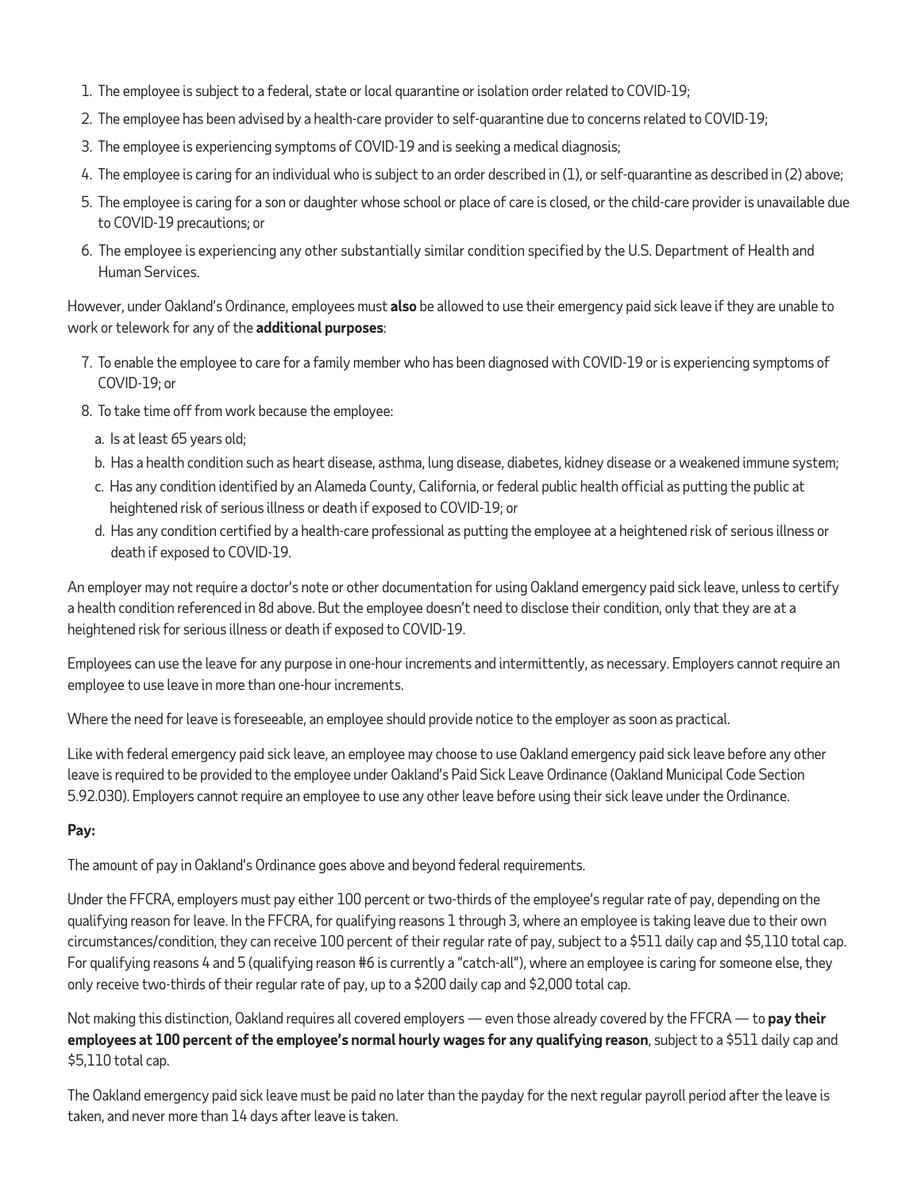1. The employee is subject to a federal, state or local quarantine or isolation order related to COVID-19;
2. The employee has been advised by a health-care provider to self-quarantine due to concerns related to COVID-19;
3. The employee is experiencing symptoms of COVID-19 and is seeking a medical diagnosis;
4. The employee is caring for an individual who is subject to an order described in (1), or self-quarantine as described in (2) above;
5. The employee is caring for a son or daughter whose school or place of care is closed, or the child-care provider is unavailable due to COVID-19 precautions; or
6. The employee is experiencing any other substantially similar condition specified by the U.S. Department of Health and Human Services.

However, under Oakland's Ordinance, employees must **also** be allowed to use their emergency paid sick leave if they are unable to work or telework for any of the **additional purposes**:

7. To enable the employee to care for a family member who has been diagnosed with COVID-19 or is experiencing symptoms of COVID-19; or
8. To take time off from work because the employee:
   a. Is at least 65 years old;
   b. Has a health condition such as heart disease, asthma, lung disease, diabetes, kidney disease or a weakened immune system;
   c. Has any condition identified by an Alameda County, California, or federal public health official as putting the public at heightened risk of serious illness or death if exposed to COVID-19; or
   d. Has any condition certified by a health-care professional as putting the employee at a heightened risk of serious illness or death if exposed to COVID-19.

An employer may not require a doctor's note or other documentation for using Oakland emergency paid sick leave, unless to certify a health condition referenced in 8d above. But the employee doesn't need to disclose their condition, only that they are at a heightened risk for serious illness or death if exposed to COVID-19.

Employees can use the leave for any purpose in one-hour increments and intermittently, as necessary. Employers cannot require an employee to use leave in more than one-hour increments.

Where the need for leave is foreseeable, an employee should provide notice to the employer as soon as practical.

Like with federal emergency paid sick leave, an employee may choose to use Oakland emergency paid sick leave before any other leave is required to be provided to the employee under Oakland's Paid Sick Leave Ordinance (Oakland Municipal Code Section 5.92.030). Employers cannot require an employee to use any other leave before using their sick leave under the Ordinance.

**Pay:**

The amount of pay in Oakland's Ordinance goes above and beyond federal requirements.

Under the FFCRA, employers must pay either 100 percent or two-thirds of the employee's regular rate of pay, depending on the qualifying reason for leave. In the FFCRA, for qualifying reasons 1 through 3, where an employee is taking leave due to their own circumstances/condition, they can receive 100 percent of their regular rate of pay, subject to a $511 daily cap and $5,110 total cap. For qualifying reasons 4 and 5 (qualifying reason #6 is currently a "catch-all"), where an employee is caring for someone else, they only receive two-thirds of their regular rate of pay, up to a $200 daily cap and $2,000 total cap.

Not making this distinction, Oakland requires all covered employers — even those already covered by the FFCRA — to **pay their employees at 100 percent of the employee's normal hourly wages for any qualifying reason**, subject to a $511 daily cap and $5,110 total cap.

The Oakland emergency paid sick leave must be paid no later than the payday for the next regular payroll period after the leave is taken, and never more than 14 days after leave is taken.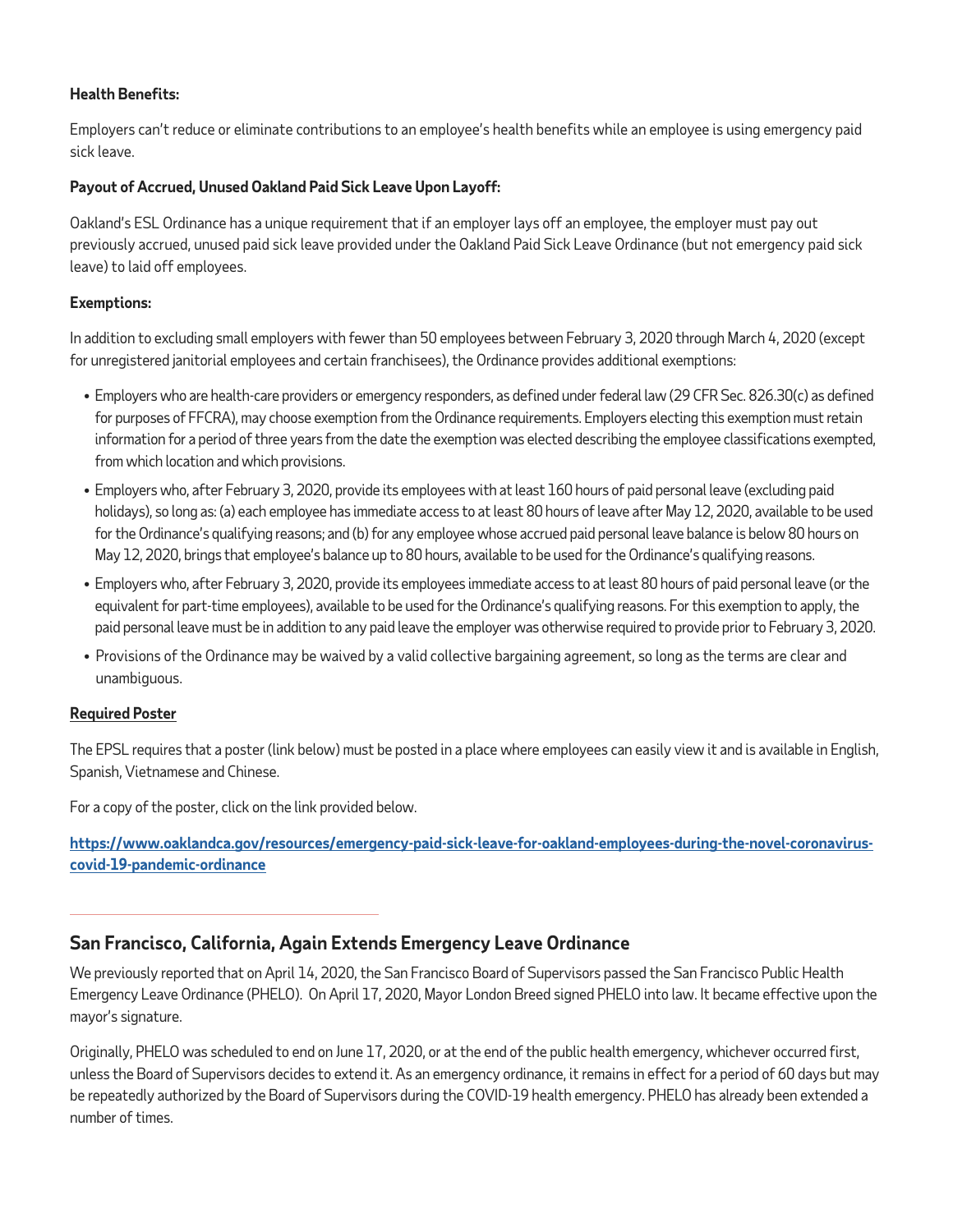**Health Benefits:**

Employers can't reduce or eliminate contributions to an employee's health benefits while an employee is using emergency paid sick leave.

**Payout of Accrued, Unused Oakland Paid Sick Leave Upon Layoff:**

Oakland's ESL Ordinance has a unique requirement that if an employer lays off an employee, the employer must pay out previously accrued, unused paid sick leave provided under the Oakland Paid Sick Leave Ordinance (but not emergency paid sick leave) to laid off employees.

**Exemptions:**

In addition to excluding small employers with fewer than 50 employees between February 3, 2020 through March 4, 2020 (except for unregistered janitorial employees and certain franchisees), the Ordinance provides additional exemptions:

- Employers who are health-care providers or emergency responders, as defined under federal law (29 CFR Sec. 826.30(c) as defined for purposes of FFCRA), may choose exemption from the Ordinance requirements. Employers electing this exemption must retain information for a period of three years from the date the exemption was elected describing the employee classifications exempted, from which location and which provisions.
- Employers who, after February 3, 2020, provide its employees with at least 160 hours of paid personal leave (excluding paid holidays), so long as: (a) each employee has immediate access to at least 80 hours of leave after May 12, 2020, available to be used for the Ordinance's qualifying reasons; and (b) for any employee whose accrued paid personal leave balance is below 80 hours on May 12, 2020, brings that employee's balance up to 80 hours, available to be used for the Ordinance's qualifying reasons.
- Employers who, after February 3, 2020, provide its employees immediate access to at least 80 hours of paid personal leave (or the equivalent for part-time employees), available to be used for the Ordinance's qualifying reasons. For this exemption to apply, the paid personal leave must be in addition to any paid leave the employer was otherwise required to provide prior to February 3, 2020.
- Provisions of the Ordinance may be waived by a valid collective bargaining agreement, so long as the terms are clear and unambiguous.

**Required Poster**

The EPSL requires that a poster (link below) must be posted in a place where employees can easily view it and is available in English, Spanish, Vietnamese and Chinese.

For a copy of the poster, click on the link provided below.

**https://www.oaklandca.gov/resources/emergency-paid-sick-leave-for-oakland-employees-during-the-novel-coronavirus-covid-19-pandemic-ordinance**

---

## San Francisco, California, Again Extends Emergency Leave Ordinance

We previously reported that on April 14, 2020, the San Francisco Board of Supervisors passed the San Francisco Public Health Emergency Leave Ordinance (PHELO). On April 17, 2020, Mayor London Breed signed PHELO into law. It became effective upon the mayor's signature.

Originally, PHELO was scheduled to end on June 17, 2020, or at the end of the public health emergency, whichever occurred first, unless the Board of Supervisors decides to extend it. As an emergency ordinance, it remains in effect for a period of 60 days but may be repeatedly authorized by the Board of Supervisors during the COVID-19 health emergency. PHELO has already been extended a number of times.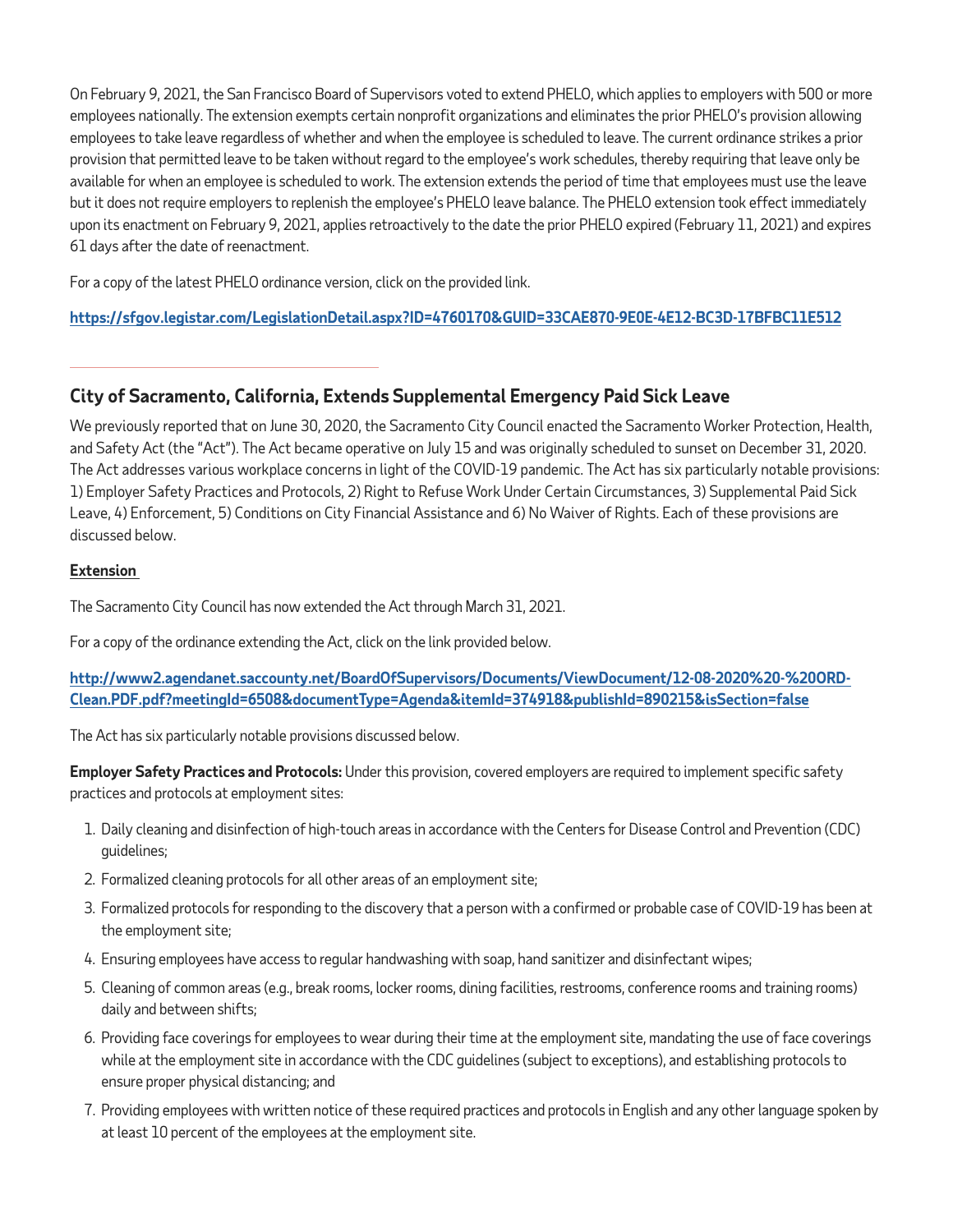On February 9, 2021, the San Francisco Board of Supervisors voted to extend PHELO, which applies to employers with 500 or more employees nationally. The extension exempts certain nonprofit organizations and eliminates the prior PHELO's provision allowing employees to take leave regardless of whether and when the employee is scheduled to leave. The current ordinance strikes a prior provision that permitted leave to be taken without regard to the employee's work schedules, thereby requiring that leave only be available for when an employee is scheduled to work. The extension extends the period of time that employees must use the leave but it does not require employers to replenish the employee's PHELO leave balance. The PHELO extension took effect immediately upon its enactment on February 9, 2021, applies retroactively to the date the prior PHELO expired (February 11, 2021) and expires 61 days after the date of reenactment.

For a copy of the latest PHELO ordinance version, click on the provided link.

**https://sfgov.legistar.com/LegislationDetail.aspx?ID=4760170&GUID=33CAE870-9E0E-4E12-BC3D-17BFBC11E512**

---

## City of Sacramento, California, Extends Supplemental Emergency Paid Sick Leave

We previously reported that on June 30, 2020, the Sacramento City Council enacted the Sacramento Worker Protection, Health, and Safety Act (the "Act"). The Act became operative on July 15 and was originally scheduled to sunset on December 31, 2020. The Act addresses various workplace concerns in light of the COVID-19 pandemic. The Act has six particularly notable provisions: 1) Employer Safety Practices and Protocols, 2) Right to Refuse Work Under Certain Circumstances, 3) Supplemental Paid Sick Leave, 4) Enforcement, 5) Conditions on City Financial Assistance and 6) No Waiver of Rights. Each of these provisions are discussed below.

**Extension**

The Sacramento City Council has now extended the Act through March 31, 2021.

For a copy of the ordinance extending the Act, click on the link provided below.

**http://www2.agendanet.saccounty.net/BoardOfSupervisors/Documents/ViewDocument/12-08-2020%20-%20ORD-Clean.PDF.pdf?meetingId=6508&documentType=Agenda&itemId=374918&publishId=890215&isSection=false**

The Act has six particularly notable provisions discussed below.

**Employer Safety Practices and Protocols:** Under this provision, covered employers are required to implement specific safety practices and protocols at employment sites:

1. Daily cleaning and disinfection of high-touch areas in accordance with the Centers for Disease Control and Prevention (CDC) guidelines;
2. Formalized cleaning protocols for all other areas of an employment site;
3. Formalized protocols for responding to the discovery that a person with a confirmed or probable case of COVID-19 has been at the employment site;
4. Ensuring employees have access to regular handwashing with soap, hand sanitizer and disinfectant wipes;
5. Cleaning of common areas (e.g., break rooms, locker rooms, dining facilities, restrooms, conference rooms and training rooms) daily and between shifts;
6. Providing face coverings for employees to wear during their time at the employment site, mandating the use of face coverings while at the employment site in accordance with the CDC guidelines (subject to exceptions), and establishing protocols to ensure proper physical distancing; and
7. Providing employees with written notice of these required practices and protocols in English and any other language spoken by at least 10 percent of the employees at the employment site.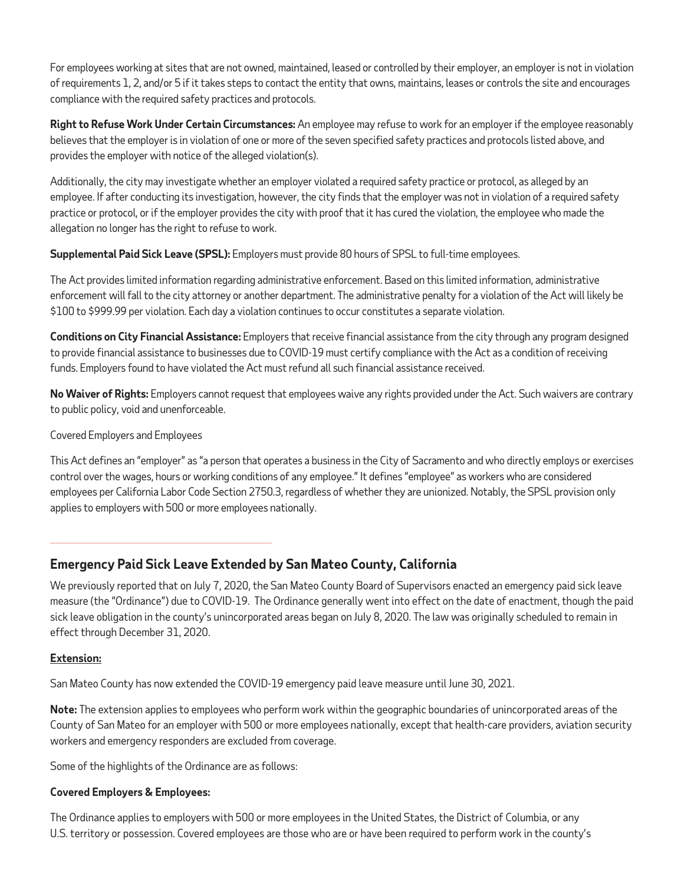For employees working at sites that are not owned, maintained, leased or controlled by their employer, an employer is not in violation of requirements 1, 2, and/or 5 if it takes steps to contact the entity that owns, maintains, leases or controls the site and encourages compliance with the required safety practices and protocols.

**Right to Refuse Work Under Certain Circumstances:** An employee may refuse to work for an employer if the employee reasonably believes that the employer is in violation of one or more of the seven specified safety practices and protocols listed above, and provides the employer with notice of the alleged violation(s).

Additionally, the city may investigate whether an employer violated a required safety practice or protocol, as alleged by an employee. If after conducting its investigation, however, the city finds that the employer was not in violation of a required safety practice or protocol, or if the employer provides the city with proof that it has cured the violation, the employee who made the allegation no longer has the right to refuse to work.

**Supplemental Paid Sick Leave (SPSL):** Employers must provide 80 hours of SPSL to full-time employees.

The Act provides limited information regarding administrative enforcement. Based on this limited information, administrative enforcement will fall to the city attorney or another department. The administrative penalty for a violation of the Act will likely be $100 to $999.99 per violation. Each day a violation continues to occur constitutes a separate violation.

**Conditions on City Financial Assistance:** Employers that receive financial assistance from the city through any program designed to provide financial assistance to businesses due to COVID-19 must certify compliance with the Act as a condition of receiving funds. Employers found to have violated the Act must refund all such financial assistance received.

**No Waiver of Rights:** Employers cannot request that employees waive any rights provided under the Act. Such waivers are contrary to public policy, void and unenforceable.

Covered Employers and Employees

This Act defines an "employer" as "a person that operates a business in the City of Sacramento and who directly employs or exercises control over the wages, hours or working conditions of any employee." It defines "employee" as workers who are considered employees per California Labor Code Section 2750.3, regardless of whether they are unionized. Notably, the SPSL provision only applies to employers with 500 or more employees nationally.

## Emergency Paid Sick Leave Extended by San Mateo County, California

We previously reported that on July 7, 2020, the San Mateo County Board of Supervisors enacted an emergency paid sick leave measure (the "Ordinance") due to COVID-19. The Ordinance generally went into effect on the date of enactment, though the paid sick leave obligation in the county's unincorporated areas began on July 8, 2020. The law was originally scheduled to remain in effect through December 31, 2020.

**Extension:**

San Mateo County has now extended the COVID-19 emergency paid leave measure until June 30, 2021.

**Note:** The extension applies to employees who perform work within the geographic boundaries of unincorporated areas of the County of San Mateo for an employer with 500 or more employees nationally, except that health-care providers, aviation security workers and emergency responders are excluded from coverage.

Some of the highlights of the Ordinance are as follows:

**Covered Employers & Employees:**

The Ordinance applies to employers with 500 or more employees in the United States, the District of Columbia, or any U.S. territory or possession. Covered employees are those who are or have been required to perform work in the county's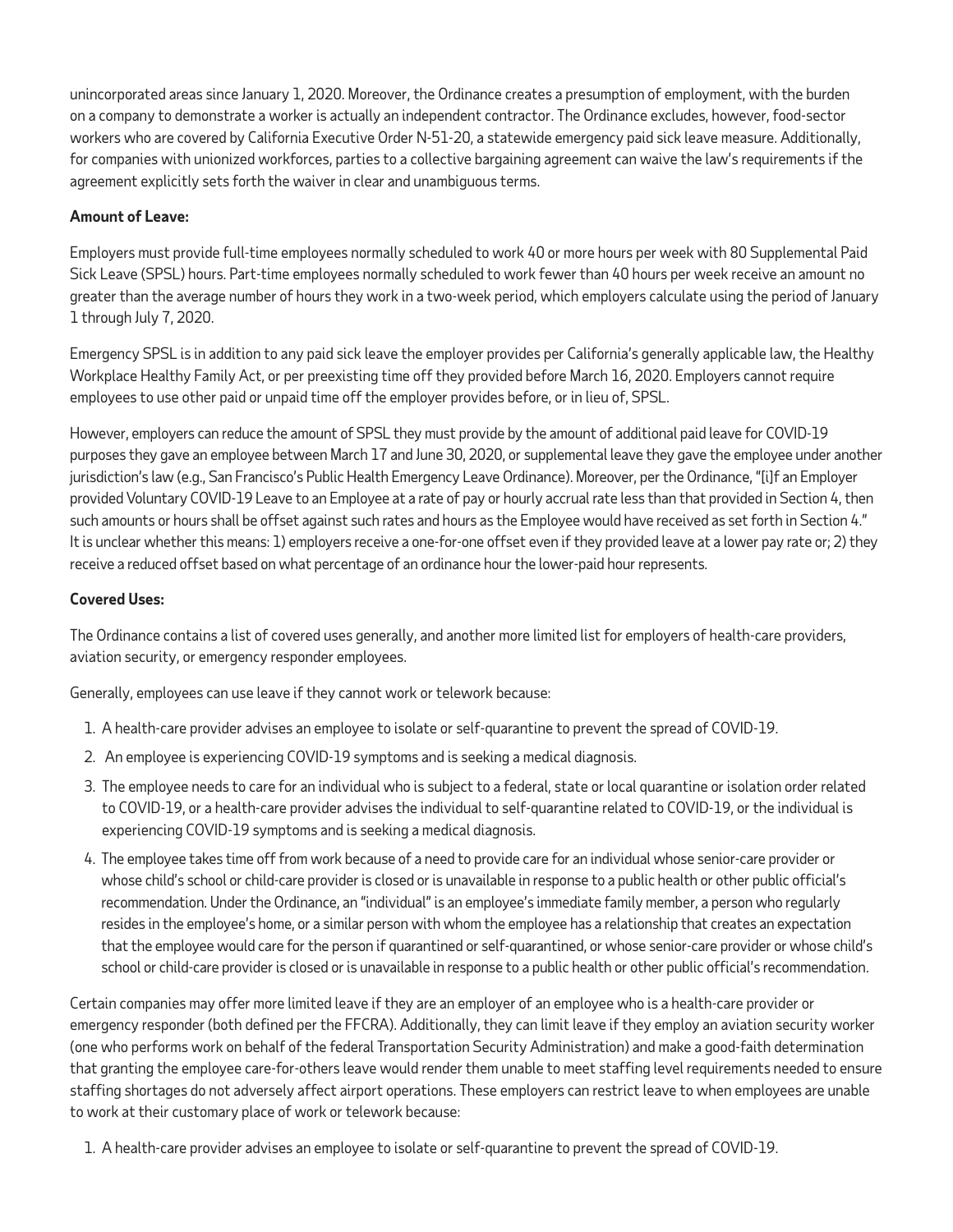unincorporated areas since January 1, 2020. Moreover, the Ordinance creates a presumption of employment, with the burden on a company to demonstrate a worker is actually an independent contractor. The Ordinance excludes, however, food-sector workers who are covered by California Executive Order N-51-20, a statewide emergency paid sick leave measure. Additionally, for companies with unionized workforces, parties to a collective bargaining agreement can waive the law's requirements if the agreement explicitly sets forth the waiver in clear and unambiguous terms.

**Amount of Leave:**

Employers must provide full-time employees normally scheduled to work 40 or more hours per week with 80 Supplemental Paid Sick Leave (SPSL) hours. Part-time employees normally scheduled to work fewer than 40 hours per week receive an amount no greater than the average number of hours they work in a two-week period, which employers calculate using the period of January 1 through July 7, 2020.

Emergency SPSL is in addition to any paid sick leave the employer provides per California's generally applicable law, the Healthy Workplace Healthy Family Act, or per preexisting time off they provided before March 16, 2020. Employers cannot require employees to use other paid or unpaid time off the employer provides before, or in lieu of, SPSL.

However, employers can reduce the amount of SPSL they must provide by the amount of additional paid leave for COVID-19 purposes they gave an employee between March 17 and June 30, 2020, or supplemental leave they gave the employee under another jurisdiction's law (e.g., San Francisco's Public Health Emergency Leave Ordinance). Moreover, per the Ordinance, "[i]f an Employer provided Voluntary COVID-19 Leave to an Employee at a rate of pay or hourly accrual rate less than that provided in Section 4, then such amounts or hours shall be offset against such rates and hours as the Employee would have received as set forth in Section 4." It is unclear whether this means: 1) employers receive a one-for-one offset even if they provided leave at a lower pay rate or; 2) they receive a reduced offset based on what percentage of an ordinance hour the lower-paid hour represents.

**Covered Uses:**

The Ordinance contains a list of covered uses generally, and another more limited list for employers of health-care providers, aviation security, or emergency responder employees.

Generally, employees can use leave if they cannot work or telework because:

1. A health-care provider advises an employee to isolate or self-quarantine to prevent the spread of COVID-19.
2. An employee is experiencing COVID-19 symptoms and is seeking a medical diagnosis.
3. The employee needs to care for an individual who is subject to a federal, state or local quarantine or isolation order related to COVID-19, or a health-care provider advises the individual to self-quarantine related to COVID-19, or the individual is experiencing COVID-19 symptoms and is seeking a medical diagnosis.
4. The employee takes time off from work because of a need to provide care for an individual whose senior-care provider or whose child's school or child-care provider is closed or is unavailable in response to a public health or other public official's recommendation. Under the Ordinance, an "individual" is an employee's immediate family member, a person who regularly resides in the employee's home, or a similar person with whom the employee has a relationship that creates an expectation that the employee would care for the person if quarantined or self-quarantined, or whose senior-care provider or whose child's school or child-care provider is closed or is unavailable in response to a public health or other public official's recommendation.

Certain companies may offer more limited leave if they are an employer of an employee who is a health-care provider or emergency responder (both defined per the FFCRA). Additionally, they can limit leave if they employ an aviation security worker (one who performs work on behalf of the federal Transportation Security Administration) and make a good-faith determination that granting the employee care-for-others leave would render them unable to meet staffing level requirements needed to ensure staffing shortages do not adversely affect airport operations. These employers can restrict leave to when employees are unable to work at their customary place of work or telework because:

1. A health-care provider advises an employee to isolate or self-quarantine to prevent the spread of COVID-19.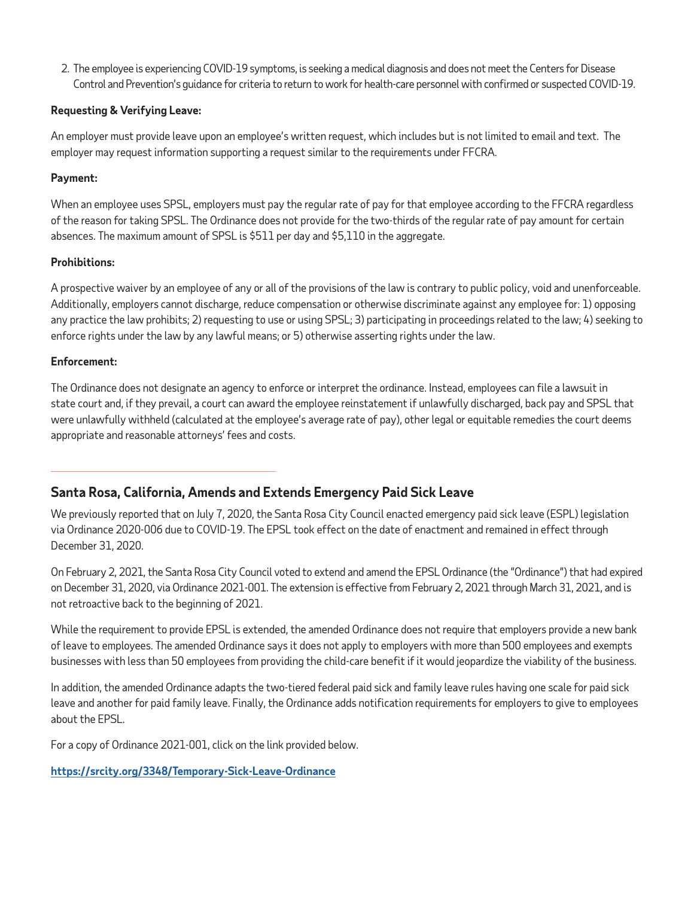2. The employee is experiencing COVID-19 symptoms, is seeking a medical diagnosis and does not meet the Centers for Disease Control and Prevention's guidance for criteria to return to work for health-care personnel with confirmed or suspected COVID-19.

**Requesting & Verifying Leave:**

An employer must provide leave upon an employee's written request, which includes but is not limited to email and text. The employer may request information supporting a request similar to the requirements under FFCRA.

**Payment:**

When an employee uses SPSL, employers must pay the regular rate of pay for that employee according to the FFCRA regardless of the reason for taking SPSL. The Ordinance does not provide for the two-thirds of the regular rate of pay amount for certain absences. The maximum amount of SPSL is $511 per day and $5,110 in the aggregate.

**Prohibitions:**

A prospective waiver by an employee of any or all of the provisions of the law is contrary to public policy, void and unenforceable. Additionally, employers cannot discharge, reduce compensation or otherwise discriminate against any employee for: 1) opposing any practice the law prohibits; 2) requesting to use or using SPSL; 3) participating in proceedings related to the law; 4) seeking to enforce rights under the law by any lawful means; or 5) otherwise asserting rights under the law.

**Enforcement:**

The Ordinance does not designate an agency to enforce or interpret the ordinance. Instead, employees can file a lawsuit in state court and, if they prevail, a court can award the employee reinstatement if unlawfully discharged, back pay and SPSL that were unlawfully withheld (calculated at the employee's average rate of pay), other legal or equitable remedies the court deems appropriate and reasonable attorneys' fees and costs.

---

## Santa Rosa, California, Amends and Extends Emergency Paid Sick Leave

We previously reported that on July 7, 2020, the Santa Rosa City Council enacted emergency paid sick leave (ESPL) legislation via Ordinance 2020-006 due to COVID-19. The EPSL took effect on the date of enactment and remained in effect through December 31, 2020.

On February 2, 2021, the Santa Rosa City Council voted to extend and amend the EPSL Ordinance (the "Ordinance") that had expired on December 31, 2020, via Ordinance 2021-001. The extension is effective from February 2, 2021 through March 31, 2021, and is not retroactive back to the beginning of 2021.

While the requirement to provide EPSL is extended, the amended Ordinance does not require that employers provide a new bank of leave to employees. The amended Ordinance says it does not apply to employers with more than 500 employees and exempts businesses with less than 50 employees from providing the child-care benefit if it would jeopardize the viability of the business.

In addition, the amended Ordinance adapts the two-tiered federal paid sick and family leave rules having one scale for paid sick leave and another for paid family leave. Finally, the Ordinance adds notification requirements for employers to give to employees about the EPSL.

For a copy of Ordinance 2021-001, click on the link provided below.

**https://srcity.org/3348/Temporary-Sick-Leave-Ordinance**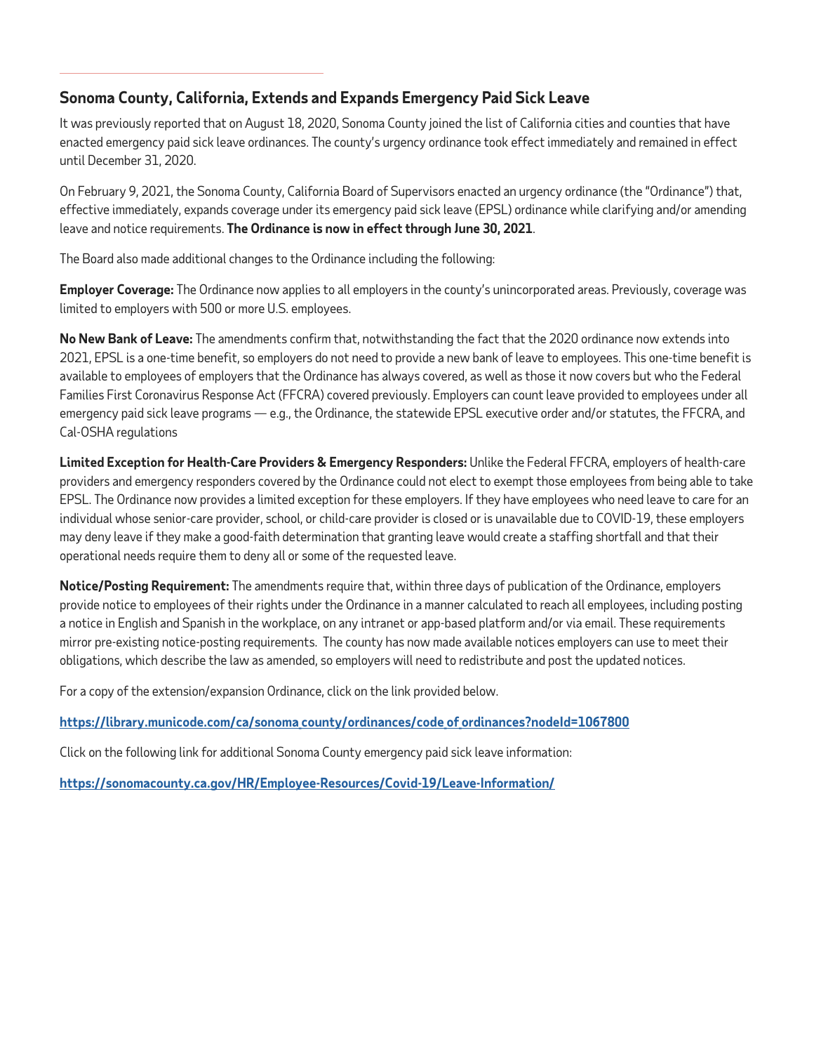## Sonoma County, California, Extends and Expands Emergency Paid Sick Leave

It was previously reported that on August 18, 2020, Sonoma County joined the list of California cities and counties that have enacted emergency paid sick leave ordinances. The county's urgency ordinance took effect immediately and remained in effect until December 31, 2020.

On February 9, 2021, the Sonoma County, California Board of Supervisors enacted an urgency ordinance (the "Ordinance") that, effective immediately, expands coverage under its emergency paid sick leave (EPSL) ordinance while clarifying and/or amending leave and notice requirements. **The Ordinance is now in effect through June 30, 2021**.

The Board also made additional changes to the Ordinance including the following:

**Employer Coverage:** The Ordinance now applies to all employers in the county's unincorporated areas. Previously, coverage was limited to employers with 500 or more U.S. employees.

**No New Bank of Leave:** The amendments confirm that, notwithstanding the fact that the 2020 ordinance now extends into 2021, EPSL is a one-time benefit, so employers do not need to provide a new bank of leave to employees. This one-time benefit is available to employees of employers that the Ordinance has always covered, as well as those it now covers but who the Federal Families First Coronavirus Response Act (FFCRA) covered previously. Employers can count leave provided to employees under all emergency paid sick leave programs — e.g., the Ordinance, the statewide EPSL executive order and/or statutes, the FFCRA, and Cal-OSHA regulations

**Limited Exception for Health-Care Providers & Emergency Responders:** Unlike the Federal FFCRA, employers of health-care providers and emergency responders covered by the Ordinance could not elect to exempt those employees from being able to take EPSL. The Ordinance now provides a limited exception for these employers. If they have employees who need leave to care for an individual whose senior-care provider, school, or child-care provider is closed or is unavailable due to COVID-19, these employers may deny leave if they make a good-faith determination that granting leave would create a staffing shortfall and that their operational needs require them to deny all or some of the requested leave.

**Notice/Posting Requirement:** The amendments require that, within three days of publication of the Ordinance, employers provide notice to employees of their rights under the Ordinance in a manner calculated to reach all employees, including posting a notice in English and Spanish in the workplace, on any intranet or app-based platform and/or via email. These requirements mirror pre-existing notice-posting requirements. The county has now made available notices employers can use to meet their obligations, which describe the law as amended, so employers will need to redistribute and post the updated notices.

For a copy of the extension/expansion Ordinance, click on the link provided below.

**https://library.municode.com/ca/sonoma_county/ordinances/code_of_ordinances?nodeId=1067800**

Click on the following link for additional Sonoma County emergency paid sick leave information:

**https://sonomacounty.ca.gov/HR/Employee-Resources/Covid-19/Leave-Information/**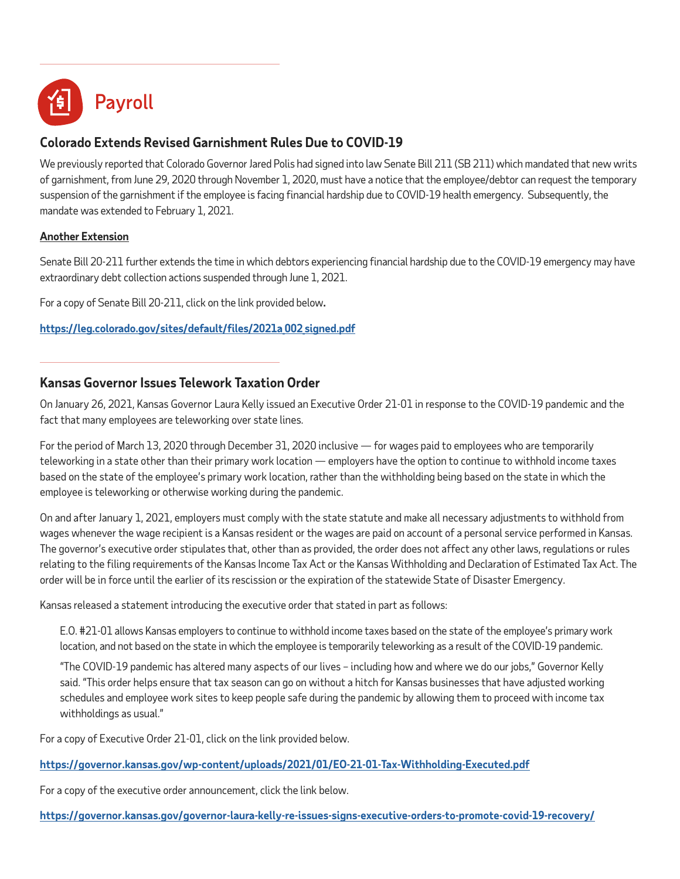# Payroll

## Colorado Extends Revised Garnishment Rules Due to COVID-19

We previously reported that Colorado Governor Jared Polis had signed into law Senate Bill 211 (SB 211) which mandated that new writs of garnishment, from June 29, 2020 through November 1, 2020, must have a notice that the employee/debtor can request the temporary suspension of the garnishment if the employee is facing financial hardship due to COVID-19 health emergency. Subsequently, the mandate was extended to February 1, 2021.

**Another Extension**

Senate Bill 20-211 further extends the time in which debtors experiencing financial hardship due to the COVID-19 emergency may have extraordinary debt collection actions suspended through June 1, 2021.

For a copy of Senate Bill 20-211, click on the link provided below.

**https://leg.colorado.gov/sites/default/files/2021a_002_signed.pdf**

## Kansas Governor Issues Telework Taxation Order

On January 26, 2021, Kansas Governor Laura Kelly issued an Executive Order 21-01 in response to the COVID-19 pandemic and the fact that many employees are teleworking over state lines.

For the period of March 13, 2020 through December 31, 2020 inclusive — for wages paid to employees who are temporarily teleworking in a state other than their primary work location — employers have the option to continue to withhold income taxes based on the state of the employee's primary work location, rather than the withholding being based on the state in which the employee is teleworking or otherwise working during the pandemic.

On and after January 1, 2021, employers must comply with the state statute and make all necessary adjustments to withhold from wages whenever the wage recipient is a Kansas resident or the wages are paid on account of a personal service performed in Kansas. The governor's executive order stipulates that, other than as provided, the order does not affect any other laws, regulations or rules relating to the filing requirements of the Kansas Income Tax Act or the Kansas Withholding and Declaration of Estimated Tax Act. The order will be in force until the earlier of its rescission or the expiration of the statewide State of Disaster Emergency.

Kansas released a statement introducing the executive order that stated in part as follows:

> E.O. #21-01 allows Kansas employers to continue to withhold income taxes based on the state of the employee's primary work location, and not based on the state in which the employee is temporarily teleworking as a result of the COVID-19 pandemic.
>
> "The COVID-19 pandemic has altered many aspects of our lives – including how and where we do our jobs," Governor Kelly said. "This order helps ensure that tax season can go on without a hitch for Kansas businesses that have adjusted working schedules and employee work sites to keep people safe during the pandemic by allowing them to proceed with income tax withholdings as usual."

For a copy of Executive Order 21-01, click on the link provided below.

**https://governor.kansas.gov/wp-content/uploads/2021/01/EO-21-01-Tax-Withholding-Executed.pdf**

For a copy of the executive order announcement, click the link below.

**https://governor.kansas.gov/governor-laura-kelly-re-issues-signs-executive-orders-to-promote-covid-19-recovery/**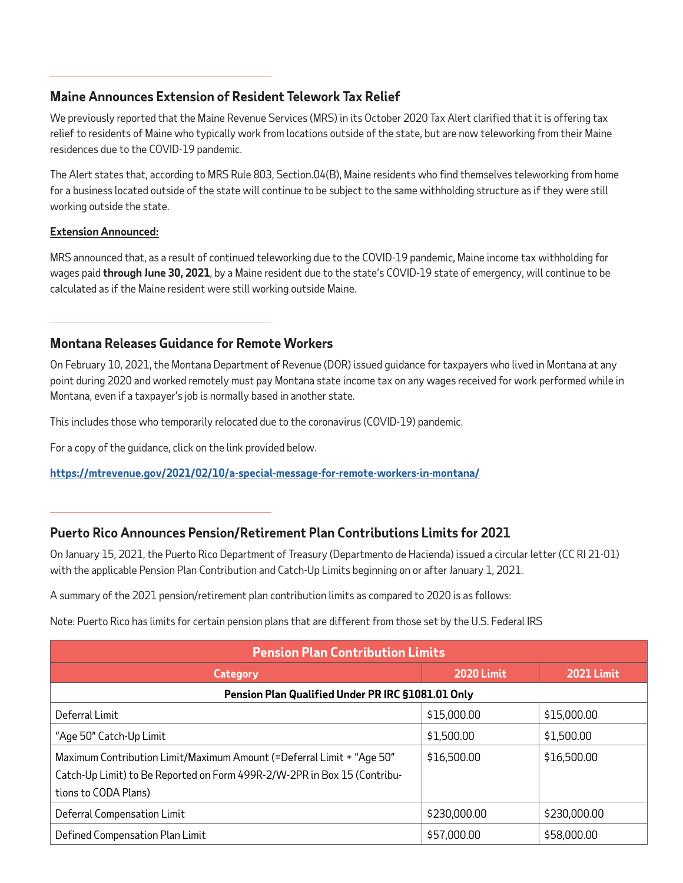## Maine Announces Extension of Resident Telework Tax Relief

We previously reported that the Maine Revenue Services (MRS) in its October 2020 Tax Alert clarified that it is offering tax relief to residents of Maine who typically work from locations outside of the state, but are now teleworking from their Maine residences due to the COVID-19 pandemic.

The Alert states that, according to MRS Rule 803, Section.04(B), Maine residents who find themselves teleworking from home for a business located outside of the state will continue to be subject to the same withholding structure as if they were still working outside the state.

**Extension Announced:**

MRS announced that, as a result of continued teleworking due to the COVID-19 pandemic, Maine income tax withholding for wages paid **through June 30, 2021**, by a Maine resident due to the state's COVID-19 state of emergency, will continue to be calculated as if the Maine resident were still working outside Maine.

## Montana Releases Guidance for Remote Workers

On February 10, 2021, the Montana Department of Revenue (DOR) issued guidance for taxpayers who lived in Montana at any point during 2020 and worked remotely must pay Montana state income tax on any wages received for work performed while in Montana, even if a taxpayer's job is normally based in another state.

This includes those who temporarily relocated due to the coronavirus (COVID-19) pandemic.

For a copy of the guidance, click on the link provided below.

**https://mtrevenue.gov/2021/02/10/a-special-message-for-remote-workers-in-montana/**

## Puerto Rico Announces Pension/Retirement Plan Contributions Limits for 2021

On January 15, 2021, the Puerto Rico Department of Treasury (Departmento de Hacienda) issued a circular letter (CC RI 21-01) with the applicable Pension Plan Contribution and Catch-Up Limits beginning on or after January 1, 2021.

A summary of the 2021 pension/retirement plan contribution limits as compared to 2020 is as follows:

Note: Puerto Rico has limits for certain pension plans that are different from those set by the U.S. Federal IRS

| Pension Plan Contribution Limits | | |
|---|---|---|
| **Category** | **2020 Limit** | **2021 Limit** |
| **Pension Plan Qualified Under PR IRC §1081.01 Only** | | |
| Deferral Limit | $15,000.00 | $15,000.00 |
| "Age 50" Catch-Up Limit | $1,500.00 | $1,500.00 |
| Maximum Contribution Limit/Maximum Amount (=Deferral Limit + "Age 50" Catch-Up Limit) to Be Reported on Form 499R-2/W-2PR in Box 15 (Contributions to CODA Plans) | $16,500.00 | $16,500.00 |
| Deferral Compensation Limit | $230,000.00 | $230,000.00 |
| Defined Compensation Plan Limit | $57,000.00 | $58,000.00 |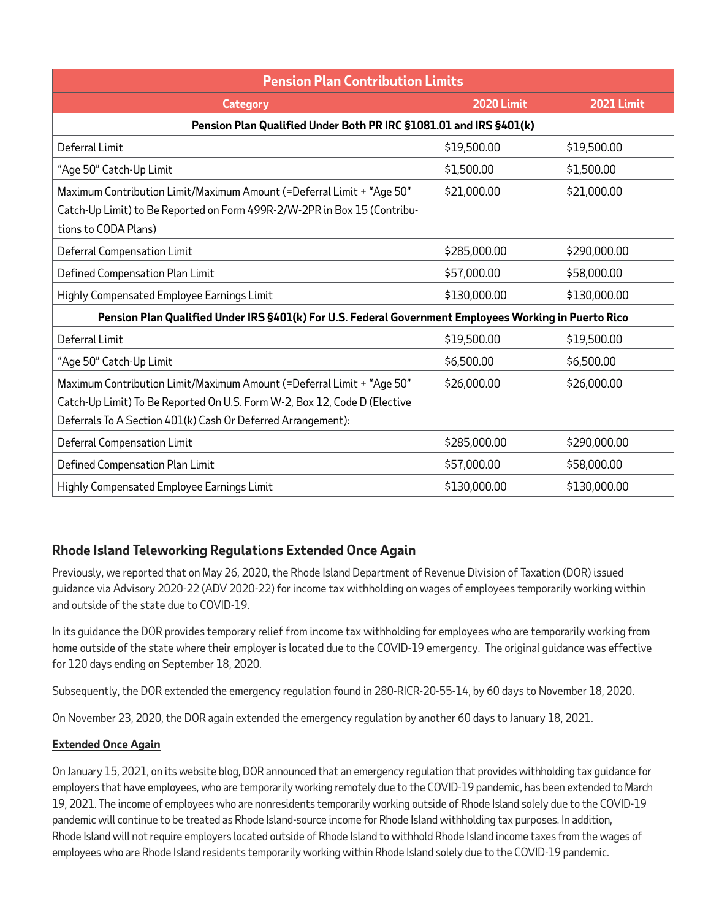| Pension Plan Contribution Limits | | |
|---|---|---|
| **Category** | **2020 Limit** | **2021 Limit** |
| **Pension Plan Qualified Under Both PR IRC §1081.01 and IRS §401(k)** | | |
| Deferral Limit | $19,500.00 | $19,500.00 |
| "Age 50" Catch-Up Limit | $1,500.00 | $1,500.00 |
| Maximum Contribution Limit/Maximum Amount (=Deferral Limit + "Age 50" Catch-Up Limit) to Be Reported on Form 499R-2/W-2PR in Box 15 (Contributions to CODA Plans) | $21,000.00 | $21,000.00 |
| Deferral Compensation Limit | $285,000.00 | $290,000.00 |
| Defined Compensation Plan Limit | $57,000.00 | $58,000.00 |
| Highly Compensated Employee Earnings Limit | $130,000.00 | $130,000.00 |
| **Pension Plan Qualified Under IRS §401(k) For U.S. Federal Government Employees Working in Puerto Rico** | | |
| Deferral Limit | $19,500.00 | $19,500.00 |
| "Age 50" Catch-Up Limit | $6,500.00 | $6,500.00 |
| Maximum Contribution Limit/Maximum Amount (=Deferral Limit + "Age 50" Catch-Up Limit) To Be Reported On U.S. Form W-2, Box 12, Code D (Elective Deferrals To A Section 401(k) Cash Or Deferred Arrangement): | $26,000.00 | $26,000.00 |
| Deferral Compensation Limit | $285,000.00 | $290,000.00 |
| Defined Compensation Plan Limit | $57,000.00 | $58,000.00 |
| Highly Compensated Employee Earnings Limit | $130,000.00 | $130,000.00 |

## Rhode Island Teleworking Regulations Extended Once Again

Previously, we reported that on May 26, 2020, the Rhode Island Department of Revenue Division of Taxation (DOR) issued guidance via Advisory 2020-22 (ADV 2020-22) for income tax withholding on wages of employees temporarily working within and outside of the state due to COVID-19.

In its guidance the DOR provides temporary relief from income tax withholding for employees who are temporarily working from home outside of the state where their employer is located due to the COVID-19 emergency. The original guidance was effective for 120 days ending on September 18, 2020.

Subsequently, the DOR extended the emergency regulation found in 280-RICR-20-55-14, by 60 days to November 18, 2020.

On November 23, 2020, the DOR again extended the emergency regulation by another 60 days to January 18, 2021.

**Extended Once Again**

On January 15, 2021, on its website blog, DOR announced that an emergency regulation that provides withholding tax guidance for employers that have employees, who are temporarily working remotely due to the COVID-19 pandemic, has been extended to March 19, 2021. The income of employees who are nonresidents temporarily working outside of Rhode Island solely due to the COVID-19 pandemic will continue to be treated as Rhode Island-source income for Rhode Island withholding tax purposes. In addition, Rhode Island will not require employers located outside of Rhode Island to withhold Rhode Island income taxes from the wages of employees who are Rhode Island residents temporarily working within Rhode Island solely due to the COVID-19 pandemic.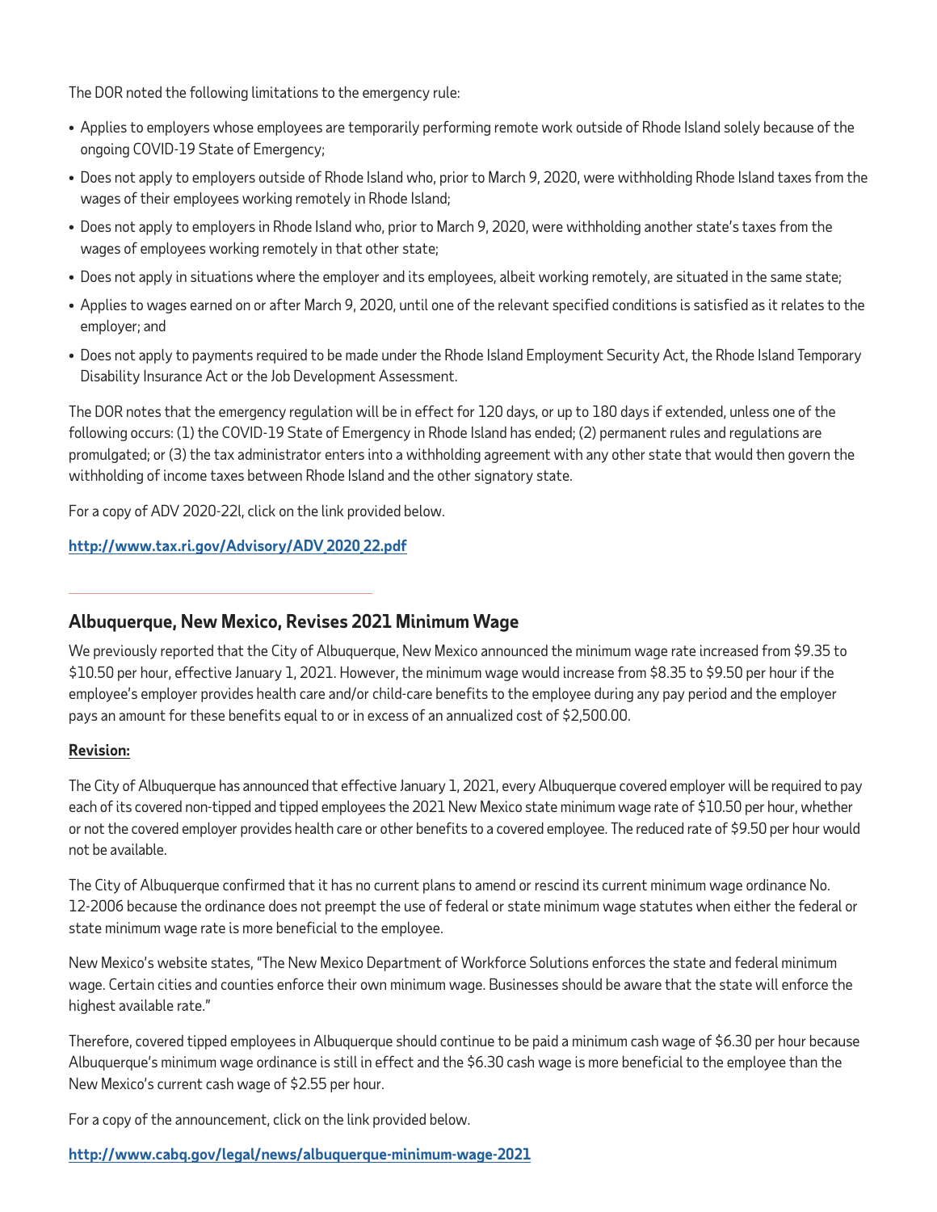The DOR noted the following limitations to the emergency rule:

- Applies to employers whose employees are temporarily performing remote work outside of Rhode Island solely because of the ongoing COVID-19 State of Emergency;
- Does not apply to employers outside of Rhode Island who, prior to March 9, 2020, were withholding Rhode Island taxes from the wages of their employees working remotely in Rhode Island;
- Does not apply to employers in Rhode Island who, prior to March 9, 2020, were withholding another state's taxes from the wages of employees working remotely in that other state;
- Does not apply in situations where the employer and its employees, albeit working remotely, are situated in the same state;
- Applies to wages earned on or after March 9, 2020, until one of the relevant specified conditions is satisfied as it relates to the employer; and
- Does not apply to payments required to be made under the Rhode Island Employment Security Act, the Rhode Island Temporary Disability Insurance Act or the Job Development Assessment.

The DOR notes that the emergency regulation will be in effect for 120 days, or up to 180 days if extended, unless one of the following occurs: (1) the COVID-19 State of Emergency in Rhode Island has ended; (2) permanent rules and regulations are promulgated; or (3) the tax administrator enters into a withholding agreement with any other state that would then govern the withholding of income taxes between Rhode Island and the other signatory state.

For a copy of ADV 2020-22l, click on the link provided below.

**http://www.tax.ri.gov/Advisory/ADV_2020_22.pdf**

---

## Albuquerque, New Mexico, Revises 2021 Minimum Wage

We previously reported that the City of Albuquerque, New Mexico announced the minimum wage rate increased from $9.35 to $10.50 per hour, effective January 1, 2021. However, the minimum wage would increase from $8.35 to $9.50 per hour if the employee's employer provides health care and/or child-care benefits to the employee during any pay period and the employer pays an amount for these benefits equal to or in excess of an annualized cost of $2,500.00.

**Revision:**

The City of Albuquerque has announced that effective January 1, 2021, every Albuquerque covered employer will be required to pay each of its covered non-tipped and tipped employees the 2021 New Mexico state minimum wage rate of $10.50 per hour, whether or not the covered employer provides health care or other benefits to a covered employee. The reduced rate of $9.50 per hour would not be available.

The City of Albuquerque confirmed that it has no current plans to amend or rescind its current minimum wage ordinance No. 12-2006 because the ordinance does not preempt the use of federal or state minimum wage statutes when either the federal or state minimum wage rate is more beneficial to the employee.

New Mexico's website states, "The New Mexico Department of Workforce Solutions enforces the state and federal minimum wage. Certain cities and counties enforce their own minimum wage. Businesses should be aware that the state will enforce the highest available rate."

Therefore, covered tipped employees in Albuquerque should continue to be paid a minimum cash wage of $6.30 per hour because Albuquerque's minimum wage ordinance is still in effect and the $6.30 cash wage is more beneficial to the employee than the New Mexico's current cash wage of $2.55 per hour.

For a copy of the announcement, click on the link provided below.

**http://www.cabq.gov/legal/news/albuquerque-minimum-wage-2021**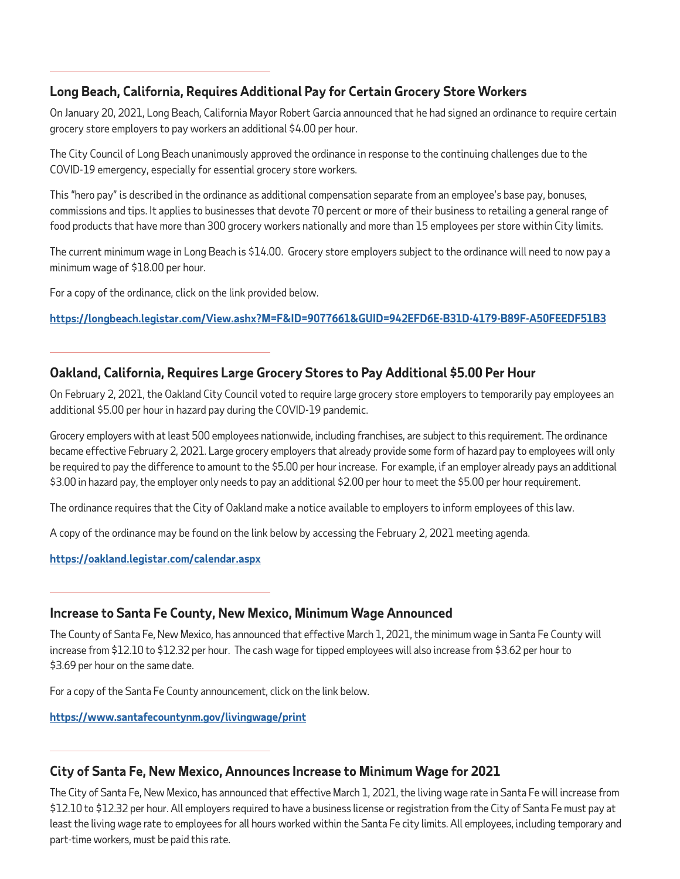## Long Beach, California, Requires Additional Pay for Certain Grocery Store Workers

On January 20, 2021, Long Beach, California Mayor Robert Garcia announced that he had signed an ordinance to require certain grocery store employers to pay workers an additional $4.00 per hour.

The City Council of Long Beach unanimously approved the ordinance in response to the continuing challenges due to the COVID-19 emergency, especially for essential grocery store workers.

This "hero pay" is described in the ordinance as additional compensation separate from an employee's base pay, bonuses, commissions and tips. It applies to businesses that devote 70 percent or more of their business to retailing a general range of food products that have more than 300 grocery workers nationally and more than 15 employees per store within City limits.

The current minimum wage in Long Beach is $14.00. Grocery store employers subject to the ordinance will need to now pay a minimum wage of $18.00 per hour.

For a copy of the ordinance, click on the link provided below.

**https://longbeach.legistar.com/View.ashx?M=F&ID=9077661&GUID=942EFD6E-B31D-4179-B89F-A50FEEDF51B3**

---

## Oakland, California, Requires Large Grocery Stores to Pay Additional $5.00 Per Hour

On February 2, 2021, the Oakland City Council voted to require large grocery store employers to temporarily pay employees an additional $5.00 per hour in hazard pay during the COVID-19 pandemic.

Grocery employers with at least 500 employees nationwide, including franchises, are subject to this requirement. The ordinance became effective February 2, 2021. Large grocery employers that already provide some form of hazard pay to employees will only be required to pay the difference to amount to the $5.00 per hour increase. For example, if an employer already pays an additional $3.00 in hazard pay, the employer only needs to pay an additional $2.00 per hour to meet the $5.00 per hour requirement.

The ordinance requires that the City of Oakland make a notice available to employers to inform employees of this law.

A copy of the ordinance may be found on the link below by accessing the February 2, 2021 meeting agenda.

**https://oakland.legistar.com/calendar.aspx**

---

## Increase to Santa Fe County, New Mexico, Minimum Wage Announced

The County of Santa Fe, New Mexico, has announced that effective March 1, 2021, the minimum wage in Santa Fe County will increase from $12.10 to $12.32 per hour. The cash wage for tipped employees will also increase from $3.62 per hour to $3.69 per hour on the same date.

For a copy of the Santa Fe County announcement, click on the link below.

**https://www.santafecountynm.gov/livingwage/print**

---

## City of Santa Fe, New Mexico, Announces Increase to Minimum Wage for 2021

The City of Santa Fe, New Mexico, has announced that effective March 1, 2021, the living wage rate in Santa Fe will increase from $12.10 to $12.32 per hour. All employers required to have a business license or registration from the City of Santa Fe must pay at least the living wage rate to employees for all hours worked within the Santa Fe city limits. All employees, including temporary and part-time workers, must be paid this rate.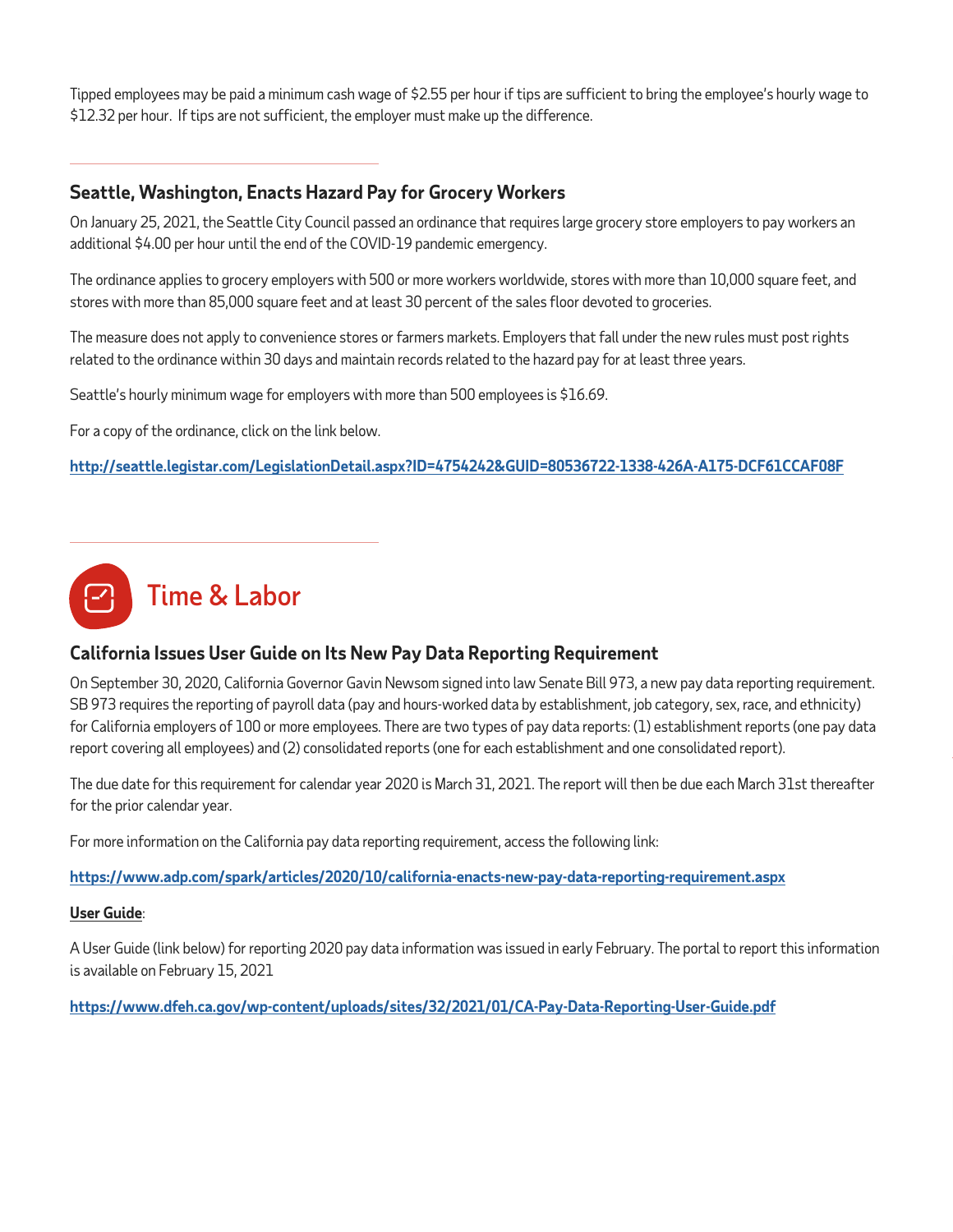Tipped employees may be paid a minimum cash wage of $2.55 per hour if tips are sufficient to bring the employee's hourly wage to $12.32 per hour. If tips are not sufficient, the employer must make up the difference.

### Seattle, Washington, Enacts Hazard Pay for Grocery Workers

On January 25, 2021, the Seattle City Council passed an ordinance that requires large grocery store employers to pay workers an additional $4.00 per hour until the end of the COVID-19 pandemic emergency.

The ordinance applies to grocery employers with 500 or more workers worldwide, stores with more than 10,000 square feet, and stores with more than 85,000 square feet and at least 30 percent of the sales floor devoted to groceries.

The measure does not apply to convenience stores or farmers markets. Employers that fall under the new rules must post rights related to the ordinance within 30 days and maintain records related to the hazard pay for at least three years.

Seattle's hourly minimum wage for employers with more than 500 employees is $16.69.

For a copy of the ordinance, click on the link below.

**http://seattle.legistar.com/LegislationDetail.aspx?ID=4754242&GUID=80536722-1338-426A-A175-DCF61CCAF08F**

## Time & Labor

### California Issues User Guide on Its New Pay Data Reporting Requirement

On September 30, 2020, California Governor Gavin Newsom signed into law Senate Bill 973, a new pay data reporting requirement. SB 973 requires the reporting of payroll data (pay and hours-worked data by establishment, job category, sex, race, and ethnicity) for California employers of 100 or more employees. There are two types of pay data reports: (1) establishment reports (one pay data report covering all employees) and (2) consolidated reports (one for each establishment and one consolidated report).

The due date for this requirement for calendar year 2020 is March 31, 2021. The report will then be due each March 31st thereafter for the prior calendar year.

For more information on the California pay data reporting requirement, access the following link:

**https://www.adp.com/spark/articles/2020/10/california-enacts-new-pay-data-reporting-requirement.aspx**

**User Guide**:

A User Guide (link below) for reporting 2020 pay data information was issued in early February. The portal to report this information is available on February 15, 2021

**https://www.dfeh.ca.gov/wp-content/uploads/sites/32/2021/01/CA-Pay-Data-Reporting-User-Guide.pdf**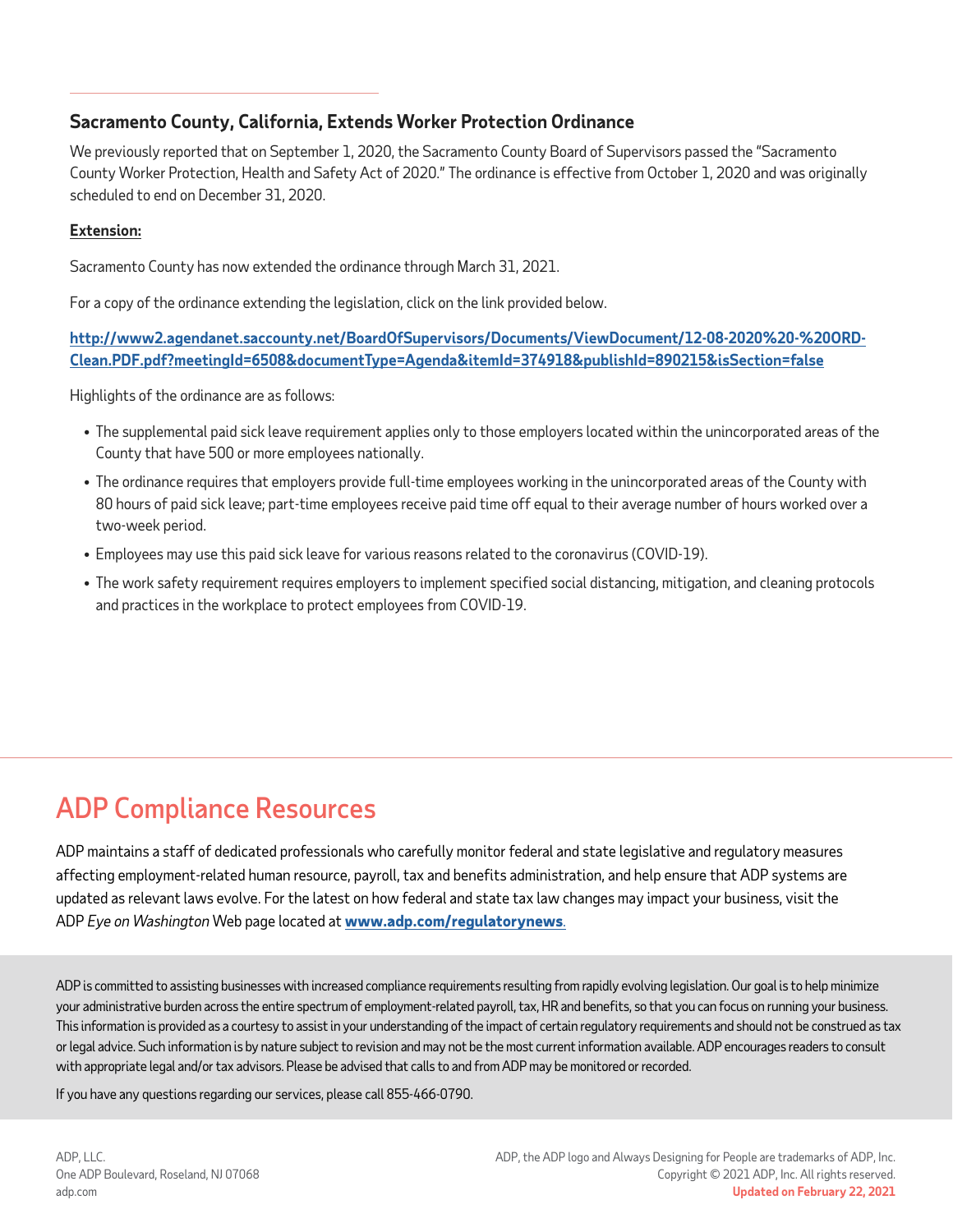### Sacramento County, California, Extends Worker Protection Ordinance

We previously reported that on September 1, 2020, the Sacramento County Board of Supervisors passed the "Sacramento County Worker Protection, Health and Safety Act of 2020." The ordinance is effective from October 1, 2020 and was originally scheduled to end on December 31, 2020.

**Extension:**

Sacramento County has now extended the ordinance through March 31, 2021.

For a copy of the ordinance extending the legislation, click on the link provided below.

**http://www2.agendanet.saccounty.net/BoardOfSupervisors/Documents/ViewDocument/12-08-2020%20-%20ORD-Clean.PDF.pdf?meetingId=6508&documentType=Agenda&itemId=374918&publishId=890215&isSection=false**

Highlights of the ordinance are as follows:

- The supplemental paid sick leave requirement applies only to those employers located within the unincorporated areas of the County that have 500 or more employees nationally.
- The ordinance requires that employers provide full-time employees working in the unincorporated areas of the County with 80 hours of paid sick leave; part-time employees receive paid time off equal to their average number of hours worked over a two-week period.
- Employees may use this paid sick leave for various reasons related to the coronavirus (COVID-19).
- The work safety requirement requires employers to implement specified social distancing, mitigation, and cleaning protocols and practices in the workplace to protect employees from COVID-19.

## ADP Compliance Resources

ADP maintains a staff of dedicated professionals who carefully monitor federal and state legislative and regulatory measures affecting employment-related human resource, payroll, tax and benefits administration, and help ensure that ADP systems are updated as relevant laws evolve. For the latest on how federal and state tax law changes may impact your business, visit the ADP *Eye on Washington* Web page located at **www.adp.com/regulatorynews**.

ADP is committed to assisting businesses with increased compliance requirements resulting from rapidly evolving legislation. Our goal is to help minimize your administrative burden across the entire spectrum of employment-related payroll, tax, HR and benefits, so that you can focus on running your business. This information is provided as a courtesy to assist in your understanding of the impact of certain regulatory requirements and should not be construed as tax or legal advice. Such information is by nature subject to revision and may not be the most current information available. ADP encourages readers to consult with appropriate legal and/or tax advisors. Please be advised that calls to and from ADP may be monitored or recorded.

If you have any questions regarding our services, please call 855-466-0790.

ADP, LLC.
One ADP Boulevard, Roseland, NJ 07068
adp.com

ADP, the ADP logo and Always Designing for People are trademarks of ADP, Inc.
Copyright © 2021 ADP, Inc. All rights reserved.
**Updated on February 22, 2021**